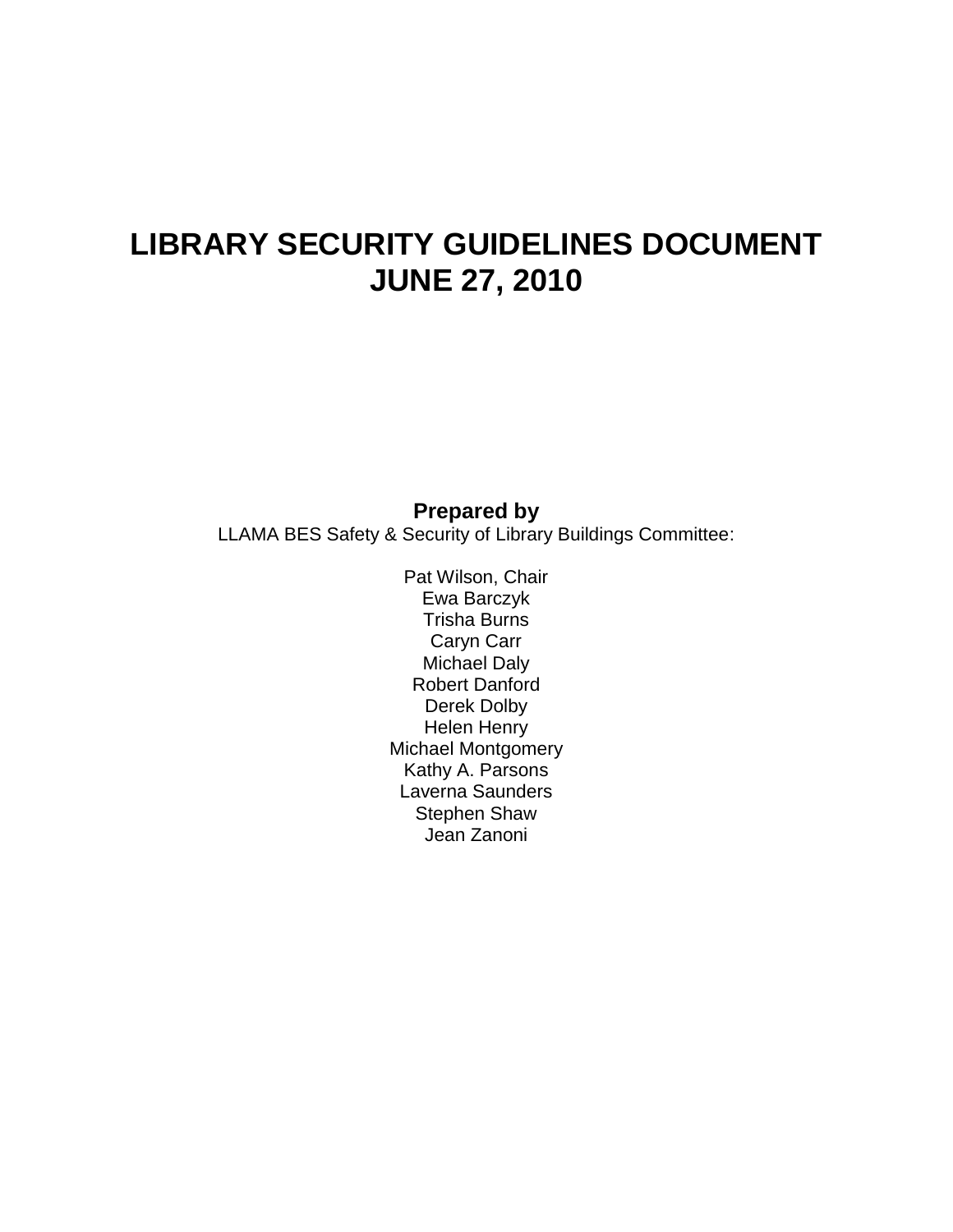# LIBRARY SECURITY GUIDELINES DOCUMENT
# JUNE 27, 2010

**Prepared by**

LLAMA BES Safety & Security of Library Buildings Committee:

Pat Wilson, Chair
Ewa Barczyk
Trisha Burns
Caryn Carr
Michael Daly
Robert Danford
Derek Dolby
Helen Henry
Michael Montgomery
Kathy A. Parsons
Laverna Saunders
Stephen Shaw
Jean Zanoni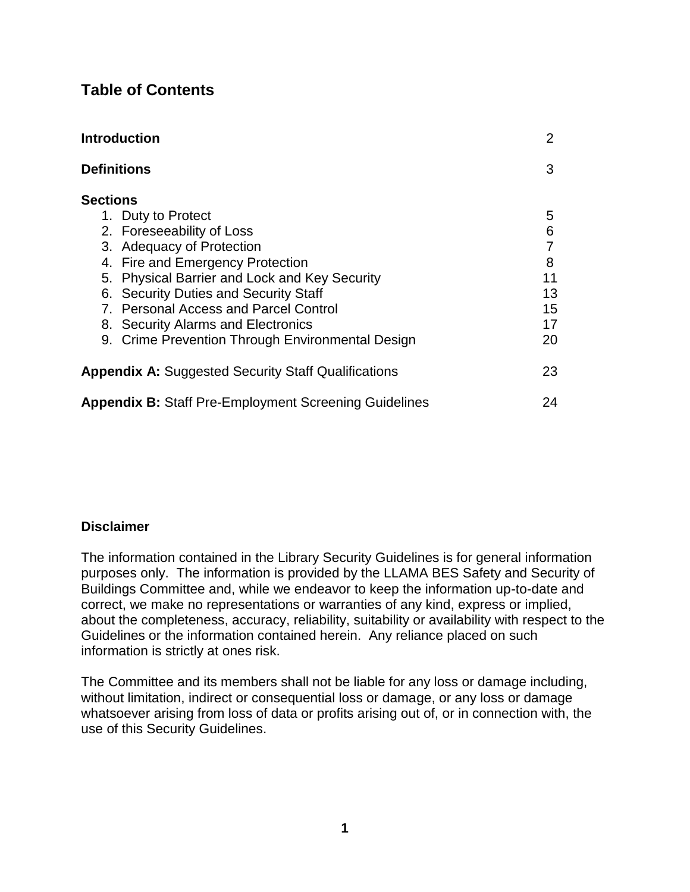## Table of Contents

| | |
|---|---|
| **Introduction** | 2 |
| **Definitions** | 3 |
| **Sections** | |
| 1. Duty to Protect | 5 |
| 2. Foreseeability of Loss | 6 |
| 3. Adequacy of Protection | 7 |
| 4. Fire and Emergency Protection | 8 |
| 5. Physical Barrier and Lock and Key Security | 11 |
| 6. Security Duties and Security Staff | 13 |
| 7. Personal Access and Parcel Control | 15 |
| 8. Security Alarms and Electronics | 17 |
| 9. Crime Prevention Through Environmental Design | 20 |
| **Appendix A:** Suggested Security Staff Qualifications | 23 |
| **Appendix B:** Staff Pre-Employment Screening Guidelines | 24 |

**Disclaimer**

The information contained in the Library Security Guidelines is for general information purposes only. The information is provided by the LLAMA BES Safety and Security of Buildings Committee and, while we endeavor to keep the information up-to-date and correct, we make no representations or warranties of any kind, express or implied, about the completeness, accuracy, reliability, suitability or availability with respect to the Guidelines or the information contained herein. Any reliance placed on such information is strictly at ones risk.

The Committee and its members shall not be liable for any loss or damage including, without limitation, indirect or consequential loss or damage, or any loss or damage whatsoever arising from loss of data or profits arising out of, or in connection with, the use of this Security Guidelines.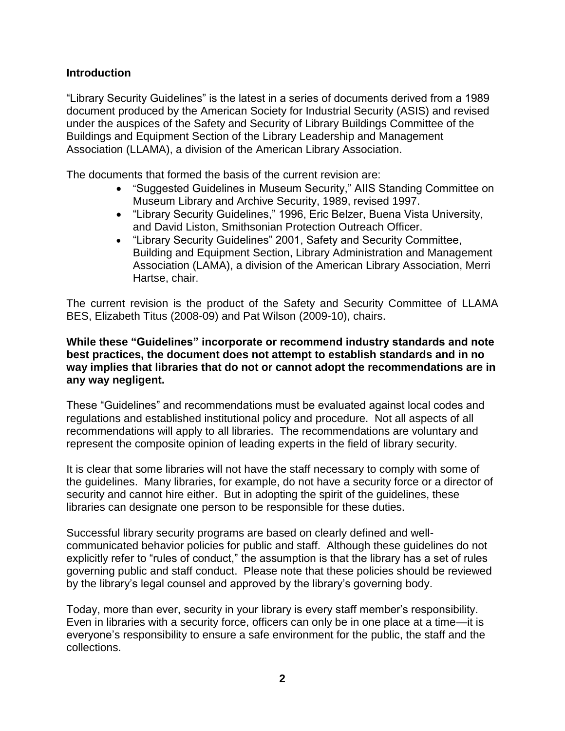## Introduction

"Library Security Guidelines" is the latest in a series of documents derived from a 1989 document produced by the American Society for Industrial Security (ASIS) and revised under the auspices of the Safety and Security of Library Buildings Committee of the Buildings and Equipment Section of the Library Leadership and Management Association (LLAMA), a division of the American Library Association.

The documents that formed the basis of the current revision are:

- "Suggested Guidelines in Museum Security," AIIS Standing Committee on Museum Library and Archive Security, 1989, revised 1997.
- "Library Security Guidelines," 1996, Eric Belzer, Buena Vista University, and David Liston, Smithsonian Protection Outreach Officer.
- "Library Security Guidelines" 2001, Safety and Security Committee, Building and Equipment Section, Library Administration and Management Association (LAMA), a division of the American Library Association, Merri Hartse, chair.

The current revision is the product of the Safety and Security Committee of LLAMA BES, Elizabeth Titus (2008-09) and Pat Wilson (2009-10), chairs.

**While these "Guidelines" incorporate or recommend industry standards and note best practices, the document does not attempt to establish standards and in no way implies that libraries that do not or cannot adopt the recommendations are in any way negligent.**

These "Guidelines" and recommendations must be evaluated against local codes and regulations and established institutional policy and procedure. Not all aspects of all recommendations will apply to all libraries. The recommendations are voluntary and represent the composite opinion of leading experts in the field of library security.

It is clear that some libraries will not have the staff necessary to comply with some of the guidelines. Many libraries, for example, do not have a security force or a director of security and cannot hire either. But in adopting the spirit of the guidelines, these libraries can designate one person to be responsible for these duties.

Successful library security programs are based on clearly defined and well-communicated behavior policies for public and staff. Although these guidelines do not explicitly refer to "rules of conduct," the assumption is that the library has a set of rules governing public and staff conduct. Please note that these policies should be reviewed by the library's legal counsel and approved by the library's governing body.

Today, more than ever, security in your library is every staff member's responsibility. Even in libraries with a security force, officers can only be in one place at a time—it is everyone's responsibility to ensure a safe environment for the public, the staff and the collections.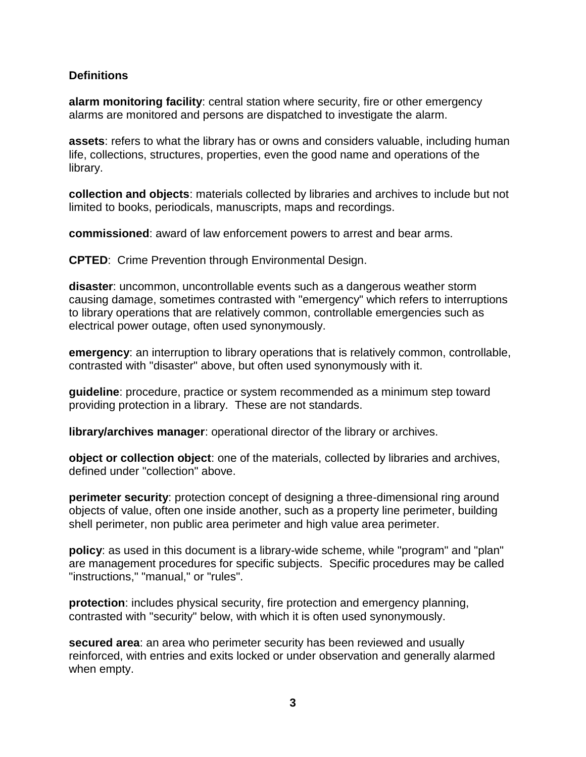**Definitions**

**alarm monitoring facility**: central station where security, fire or other emergency alarms are monitored and persons are dispatched to investigate the alarm.

**assets**: refers to what the library has or owns and considers valuable, including human life, collections, structures, properties, even the good name and operations of the library.

**collection and objects**: materials collected by libraries and archives to include but not limited to books, periodicals, manuscripts, maps and recordings.

**commissioned**: award of law enforcement powers to arrest and bear arms.

**CPTED**: Crime Prevention through Environmental Design.

**disaster**: uncommon, uncontrollable events such as a dangerous weather storm causing damage, sometimes contrasted with "emergency" which refers to interruptions to library operations that are relatively common, controllable emergencies such as electrical power outage, often used synonymously.

**emergency**: an interruption to library operations that is relatively common, controllable, contrasted with "disaster" above, but often used synonymously with it.

**guideline**: procedure, practice or system recommended as a minimum step toward providing protection in a library. These are not standards.

**library/archives manager**: operational director of the library or archives.

**object or collection object**: one of the materials, collected by libraries and archives, defined under "collection" above.

**perimeter security**: protection concept of designing a three-dimensional ring around objects of value, often one inside another, such as a property line perimeter, building shell perimeter, non public area perimeter and high value area perimeter.

**policy**: as used in this document is a library-wide scheme, while "program" and "plan" are management procedures for specific subjects. Specific procedures may be called "instructions," "manual," or "rules".

**protection**: includes physical security, fire protection and emergency planning, contrasted with "security" below, with which it is often used synonymously.

**secured area**: an area who perimeter security has been reviewed and usually reinforced, with entries and exits locked or under observation and generally alarmed when empty.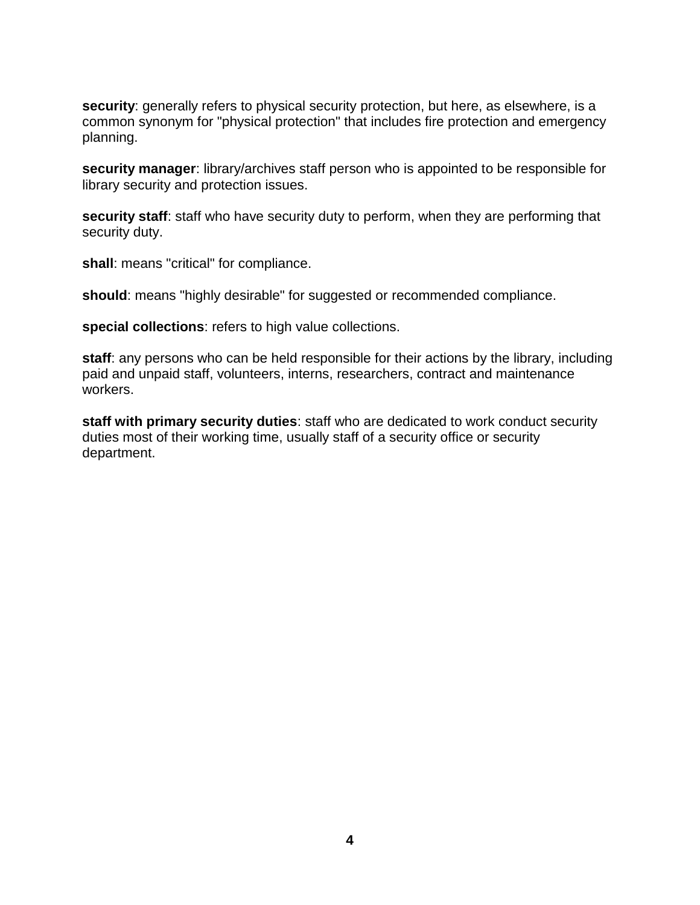**security**: generally refers to physical security protection, but here, as elsewhere, is a common synonym for "physical protection" that includes fire protection and emergency planning.

**security manager**: library/archives staff person who is appointed to be responsible for library security and protection issues.

**security staff**: staff who have security duty to perform, when they are performing that security duty.

**shall**: means "critical" for compliance.

**should**: means "highly desirable" for suggested or recommended compliance.

**special collections**: refers to high value collections.

**staff**: any persons who can be held responsible for their actions by the library, including paid and unpaid staff, volunteers, interns, researchers, contract and maintenance workers.

**staff with primary security duties**: staff who are dedicated to work conduct security duties most of their working time, usually staff of a security office or security department.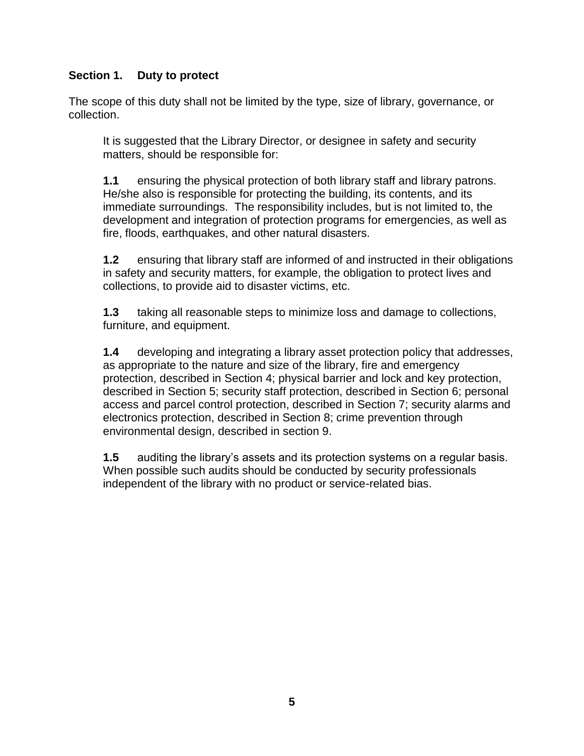## Section 1. Duty to protect

The scope of this duty shall not be limited by the type, size of library, governance, or collection.

It is suggested that the Library Director, or designee in safety and security matters, should be responsible for:

**1.1** ensuring the physical protection of both library staff and library patrons. He/she also is responsible for protecting the building, its contents, and its immediate surroundings. The responsibility includes, but is not limited to, the development and integration of protection programs for emergencies, as well as fire, floods, earthquakes, and other natural disasters.

**1.2** ensuring that library staff are informed of and instructed in their obligations in safety and security matters, for example, the obligation to protect lives and collections, to provide aid to disaster victims, etc.

**1.3** taking all reasonable steps to minimize loss and damage to collections, furniture, and equipment.

**1.4** developing and integrating a library asset protection policy that addresses, as appropriate to the nature and size of the library, fire and emergency protection, described in Section 4; physical barrier and lock and key protection, described in Section 5; security staff protection, described in Section 6; personal access and parcel control protection, described in Section 7; security alarms and electronics protection, described in Section 8; crime prevention through environmental design, described in section 9.

**1.5** auditing the library's assets and its protection systems on a regular basis. When possible such audits should be conducted by security professionals independent of the library with no product or service-related bias.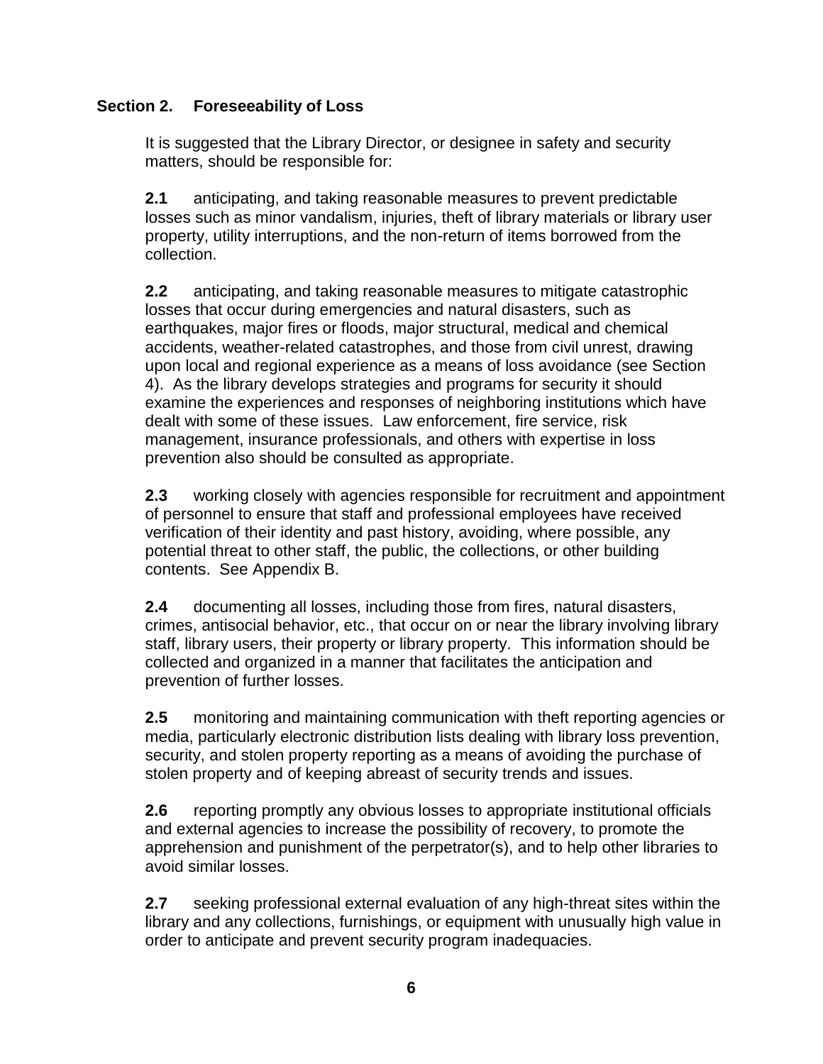## Section 2. Foreseeability of Loss

It is suggested that the Library Director, or designee in safety and security matters, should be responsible for:

**2.1** anticipating, and taking reasonable measures to prevent predictable losses such as minor vandalism, injuries, theft of library materials or library user property, utility interruptions, and the non-return of items borrowed from the collection.

**2.2** anticipating, and taking reasonable measures to mitigate catastrophic losses that occur during emergencies and natural disasters, such as earthquakes, major fires or floods, major structural, medical and chemical accidents, weather-related catastrophes, and those from civil unrest, drawing upon local and regional experience as a means of loss avoidance (see Section 4). As the library develops strategies and programs for security it should examine the experiences and responses of neighboring institutions which have dealt with some of these issues. Law enforcement, fire service, risk management, insurance professionals, and others with expertise in loss prevention also should be consulted as appropriate.

**2.3** working closely with agencies responsible for recruitment and appointment of personnel to ensure that staff and professional employees have received verification of their identity and past history, avoiding, where possible, any potential threat to other staff, the public, the collections, or other building contents. See Appendix B.

**2.4** documenting all losses, including those from fires, natural disasters, crimes, antisocial behavior, etc., that occur on or near the library involving library staff, library users, their property or library property. This information should be collected and organized in a manner that facilitates the anticipation and prevention of further losses.

**2.5** monitoring and maintaining communication with theft reporting agencies or media, particularly electronic distribution lists dealing with library loss prevention, security, and stolen property reporting as a means of avoiding the purchase of stolen property and of keeping abreast of security trends and issues.

**2.6** reporting promptly any obvious losses to appropriate institutional officials and external agencies to increase the possibility of recovery, to promote the apprehension and punishment of the perpetrator(s), and to help other libraries to avoid similar losses.

**2.7** seeking professional external evaluation of any high-threat sites within the library and any collections, furnishings, or equipment with unusually high value in order to anticipate and prevent security program inadequacies.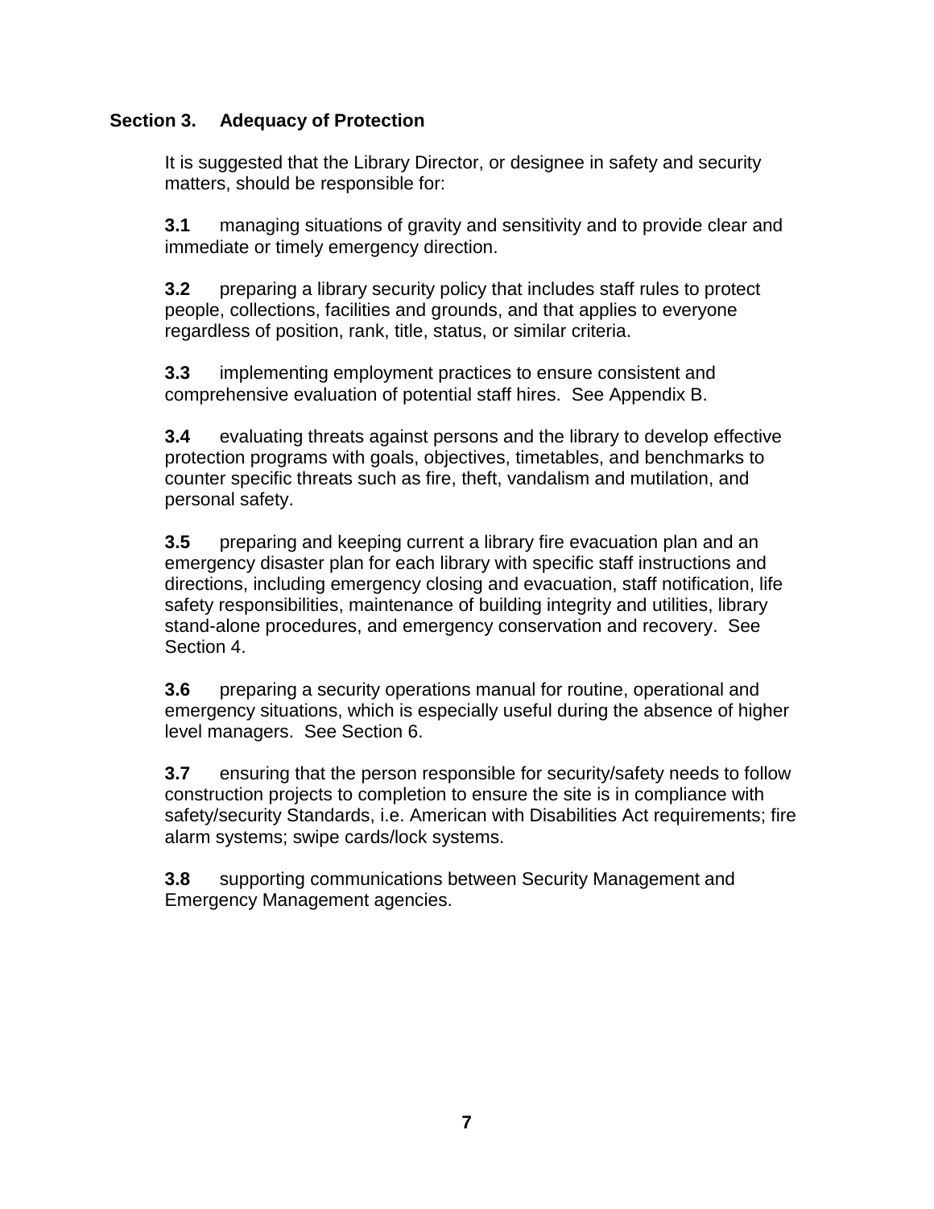## Section 3. Adequacy of Protection

It is suggested that the Library Director, or designee in safety and security matters, should be responsible for:

**3.1** managing situations of gravity and sensitivity and to provide clear and immediate or timely emergency direction.

**3.2** preparing a library security policy that includes staff rules to protect people, collections, facilities and grounds, and that applies to everyone regardless of position, rank, title, status, or similar criteria.

**3.3** implementing employment practices to ensure consistent and comprehensive evaluation of potential staff hires. See Appendix B.

**3.4** evaluating threats against persons and the library to develop effective protection programs with goals, objectives, timetables, and benchmarks to counter specific threats such as fire, theft, vandalism and mutilation, and personal safety.

**3.5** preparing and keeping current a library fire evacuation plan and an emergency disaster plan for each library with specific staff instructions and directions, including emergency closing and evacuation, staff notification, life safety responsibilities, maintenance of building integrity and utilities, library stand-alone procedures, and emergency conservation and recovery. See Section 4.

**3.6** preparing a security operations manual for routine, operational and emergency situations, which is especially useful during the absence of higher level managers. See Section 6.

**3.7** ensuring that the person responsible for security/safety needs to follow construction projects to completion to ensure the site is in compliance with safety/security Standards, i.e. American with Disabilities Act requirements; fire alarm systems; swipe cards/lock systems.

**3.8** supporting communications between Security Management and Emergency Management agencies.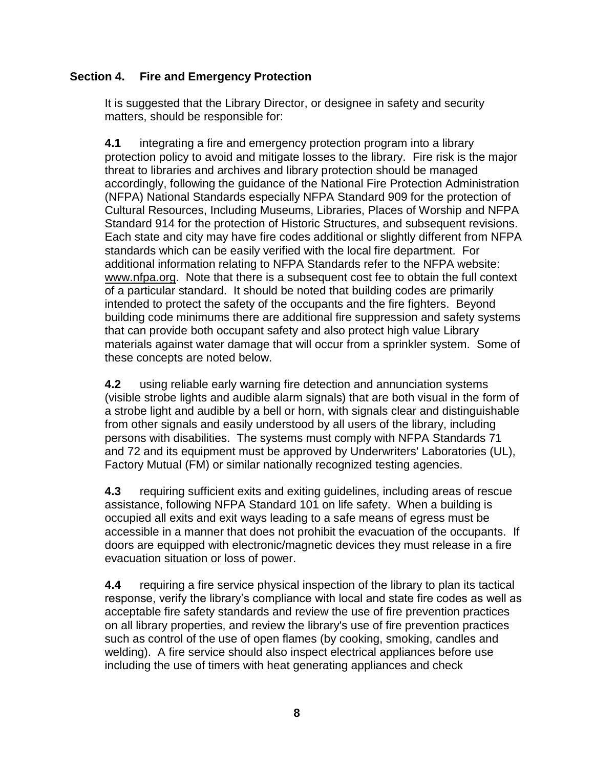## Section 4. Fire and Emergency Protection

It is suggested that the Library Director, or designee in safety and security matters, should be responsible for:

**4.1** integrating a fire and emergency protection program into a library protection policy to avoid and mitigate losses to the library. Fire risk is the major threat to libraries and archives and library protection should be managed accordingly, following the guidance of the National Fire Protection Administration (NFPA) National Standards especially NFPA Standard 909 for the protection of Cultural Resources, Including Museums, Libraries, Places of Worship and NFPA Standard 914 for the protection of Historic Structures, and subsequent revisions. Each state and city may have fire codes additional or slightly different from NFPA standards which can be easily verified with the local fire department. For additional information relating to NFPA Standards refer to the NFPA website: www.nfpa.org. Note that there is a subsequent cost fee to obtain the full context of a particular standard. It should be noted that building codes are primarily intended to protect the safety of the occupants and the fire fighters. Beyond building code minimums there are additional fire suppression and safety systems that can provide both occupant safety and also protect high value Library materials against water damage that will occur from a sprinkler system. Some of these concepts are noted below.

**4.2** using reliable early warning fire detection and annunciation systems (visible strobe lights and audible alarm signals) that are both visual in the form of a strobe light and audible by a bell or horn, with signals clear and distinguishable from other signals and easily understood by all users of the library, including persons with disabilities. The systems must comply with NFPA Standards 71 and 72 and its equipment must be approved by Underwriters' Laboratories (UL), Factory Mutual (FM) or similar nationally recognized testing agencies.

**4.3** requiring sufficient exits and exiting guidelines, including areas of rescue assistance, following NFPA Standard 101 on life safety. When a building is occupied all exits and exit ways leading to a safe means of egress must be accessible in a manner that does not prohibit the evacuation of the occupants. If doors are equipped with electronic/magnetic devices they must release in a fire evacuation situation or loss of power.

**4.4** requiring a fire service physical inspection of the library to plan its tactical response, verify the library's compliance with local and state fire codes as well as acceptable fire safety standards and review the use of fire prevention practices on all library properties, and review the library's use of fire prevention practices such as control of the use of open flames (by cooking, smoking, candles and welding). A fire service should also inspect electrical appliances before use including the use of timers with heat generating appliances and check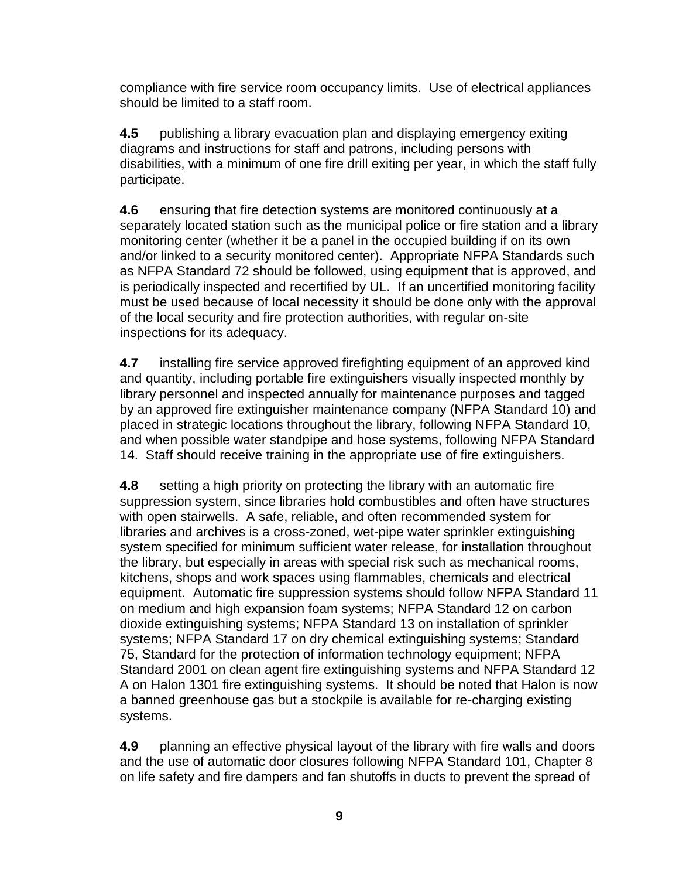compliance with fire service room occupancy limits. Use of electrical appliances should be limited to a staff room.

**4.5** publishing a library evacuation plan and displaying emergency exiting diagrams and instructions for staff and patrons, including persons with disabilities, with a minimum of one fire drill exiting per year, in which the staff fully participate.

**4.6** ensuring that fire detection systems are monitored continuously at a separately located station such as the municipal police or fire station and a library monitoring center (whether it be a panel in the occupied building if on its own and/or linked to a security monitored center). Appropriate NFPA Standards such as NFPA Standard 72 should be followed, using equipment that is approved, and is periodically inspected and recertified by UL. If an uncertified monitoring facility must be used because of local necessity it should be done only with the approval of the local security and fire protection authorities, with regular on-site inspections for its adequacy.

**4.7** installing fire service approved firefighting equipment of an approved kind and quantity, including portable fire extinguishers visually inspected monthly by library personnel and inspected annually for maintenance purposes and tagged by an approved fire extinguisher maintenance company (NFPA Standard 10) and placed in strategic locations throughout the library, following NFPA Standard 10, and when possible water standpipe and hose systems, following NFPA Standard 14. Staff should receive training in the appropriate use of fire extinguishers.

**4.8** setting a high priority on protecting the library with an automatic fire suppression system, since libraries hold combustibles and often have structures with open stairwells. A safe, reliable, and often recommended system for libraries and archives is a cross-zoned, wet-pipe water sprinkler extinguishing system specified for minimum sufficient water release, for installation throughout the library, but especially in areas with special risk such as mechanical rooms, kitchens, shops and work spaces using flammables, chemicals and electrical equipment. Automatic fire suppression systems should follow NFPA Standard 11 on medium and high expansion foam systems; NFPA Standard 12 on carbon dioxide extinguishing systems; NFPA Standard 13 on installation of sprinkler systems; NFPA Standard 17 on dry chemical extinguishing systems; Standard 75, Standard for the protection of information technology equipment; NFPA Standard 2001 on clean agent fire extinguishing systems and NFPA Standard 12 A on Halon 1301 fire extinguishing systems. It should be noted that Halon is now a banned greenhouse gas but a stockpile is available for re-charging existing systems.

**4.9** planning an effective physical layout of the library with fire walls and doors and the use of automatic door closures following NFPA Standard 101, Chapter 8 on life safety and fire dampers and fan shutoffs in ducts to prevent the spread of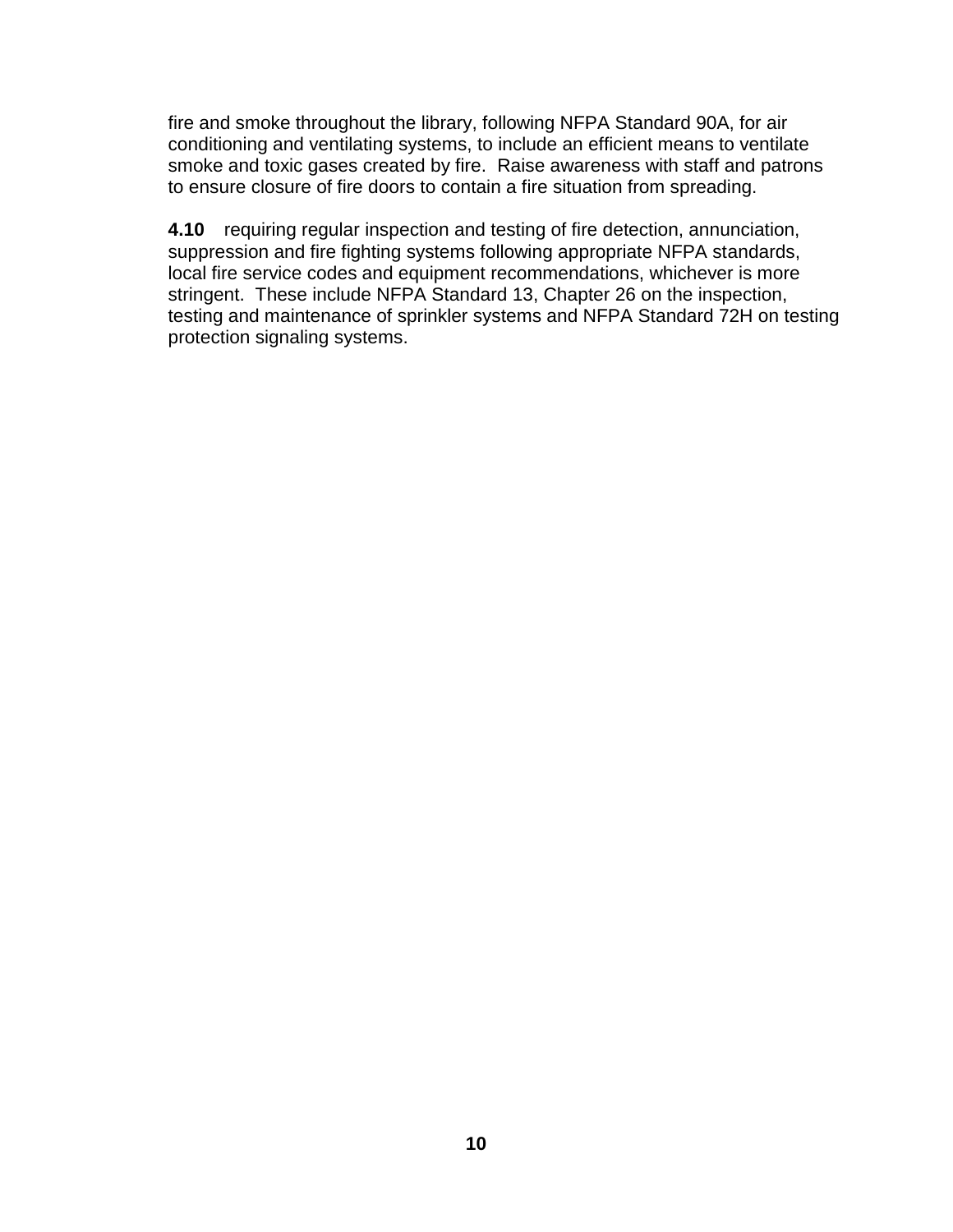fire and smoke throughout the library, following NFPA Standard 90A, for air conditioning and ventilating systems, to include an efficient means to ventilate smoke and toxic gases created by fire.  Raise awareness with staff and patrons to ensure closure of fire doors to contain a fire situation from spreading.

**4.10** requiring regular inspection and testing of fire detection, annunciation, suppression and fire fighting systems following appropriate NFPA standards, local fire service codes and equipment recommendations, whichever is more stringent.  These include NFPA Standard 13, Chapter 26 on the inspection, testing and maintenance of sprinkler systems and NFPA Standard 72H on testing protection signaling systems.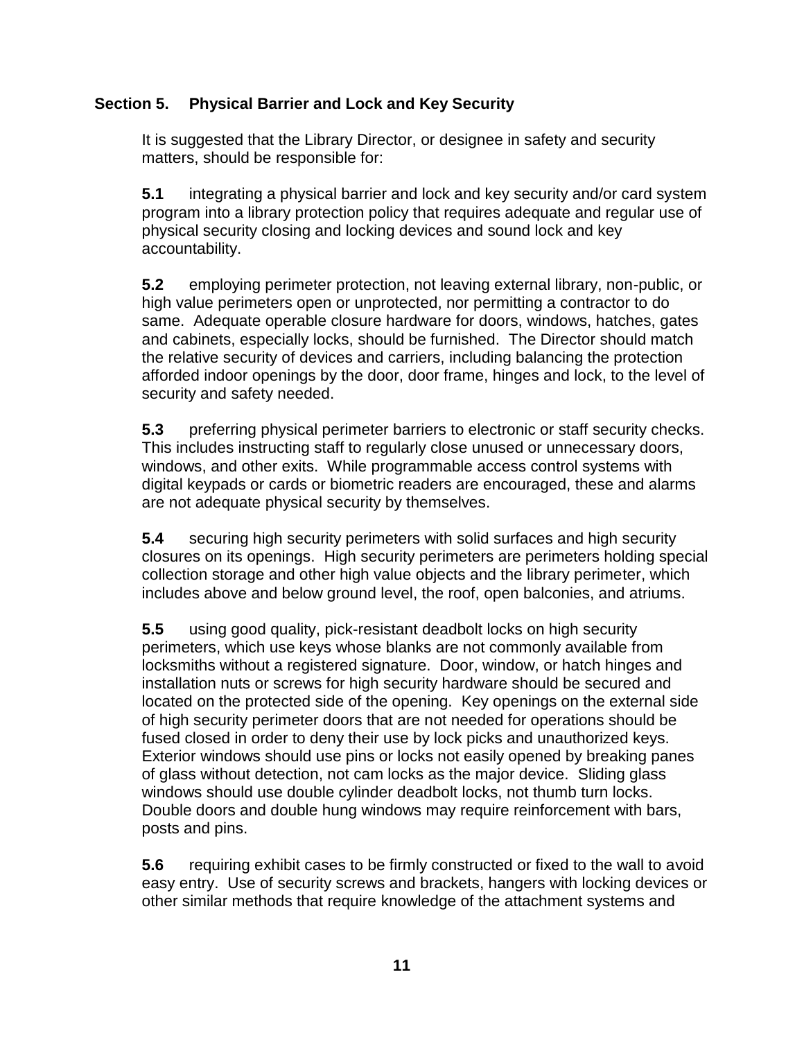## Section 5. Physical Barrier and Lock and Key Security

It is suggested that the Library Director, or designee in safety and security matters, should be responsible for:

**5.1** integrating a physical barrier and lock and key security and/or card system program into a library protection policy that requires adequate and regular use of physical security closing and locking devices and sound lock and key accountability.

**5.2** employing perimeter protection, not leaving external library, non-public, or high value perimeters open or unprotected, nor permitting a contractor to do same. Adequate operable closure hardware for doors, windows, hatches, gates and cabinets, especially locks, should be furnished. The Director should match the relative security of devices and carriers, including balancing the protection afforded indoor openings by the door, door frame, hinges and lock, to the level of security and safety needed.

**5.3** preferring physical perimeter barriers to electronic or staff security checks. This includes instructing staff to regularly close unused or unnecessary doors, windows, and other exits. While programmable access control systems with digital keypads or cards or biometric readers are encouraged, these and alarms are not adequate physical security by themselves.

**5.4** securing high security perimeters with solid surfaces and high security closures on its openings. High security perimeters are perimeters holding special collection storage and other high value objects and the library perimeter, which includes above and below ground level, the roof, open balconies, and atriums.

**5.5** using good quality, pick-resistant deadbolt locks on high security perimeters, which use keys whose blanks are not commonly available from locksmiths without a registered signature. Door, window, or hatch hinges and installation nuts or screws for high security hardware should be secured and located on the protected side of the opening. Key openings on the external side of high security perimeter doors that are not needed for operations should be fused closed in order to deny their use by lock picks and unauthorized keys. Exterior windows should use pins or locks not easily opened by breaking panes of glass without detection, not cam locks as the major device. Sliding glass windows should use double cylinder deadbolt locks, not thumb turn locks. Double doors and double hung windows may require reinforcement with bars, posts and pins.

**5.6** requiring exhibit cases to be firmly constructed or fixed to the wall to avoid easy entry. Use of security screws and brackets, hangers with locking devices or other similar methods that require knowledge of the attachment systems and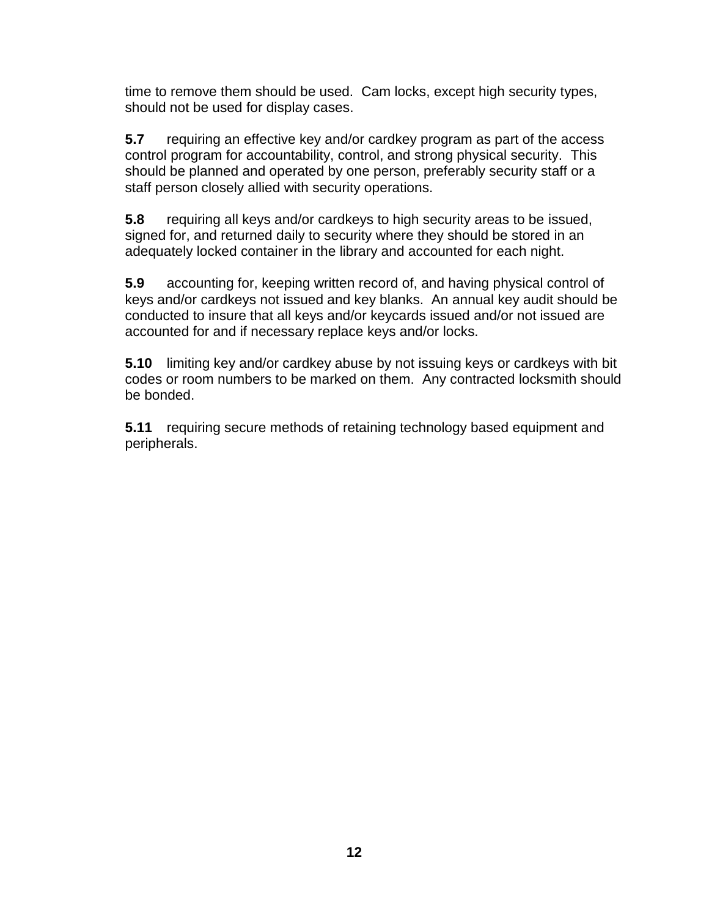time to remove them should be used. Cam locks, except high security types, should not be used for display cases.

**5.7** requiring an effective key and/or cardkey program as part of the access control program for accountability, control, and strong physical security. This should be planned and operated by one person, preferably security staff or a staff person closely allied with security operations.

**5.8** requiring all keys and/or cardkeys to high security areas to be issued, signed for, and returned daily to security where they should be stored in an adequately locked container in the library and accounted for each night.

**5.9** accounting for, keeping written record of, and having physical control of keys and/or cardkeys not issued and key blanks. An annual key audit should be conducted to insure that all keys and/or keycards issued and/or not issued are accounted for and if necessary replace keys and/or locks.

**5.10** limiting key and/or cardkey abuse by not issuing keys or cardkeys with bit codes or room numbers to be marked on them. Any contracted locksmith should be bonded.

**5.11** requiring secure methods of retaining technology based equipment and peripherals.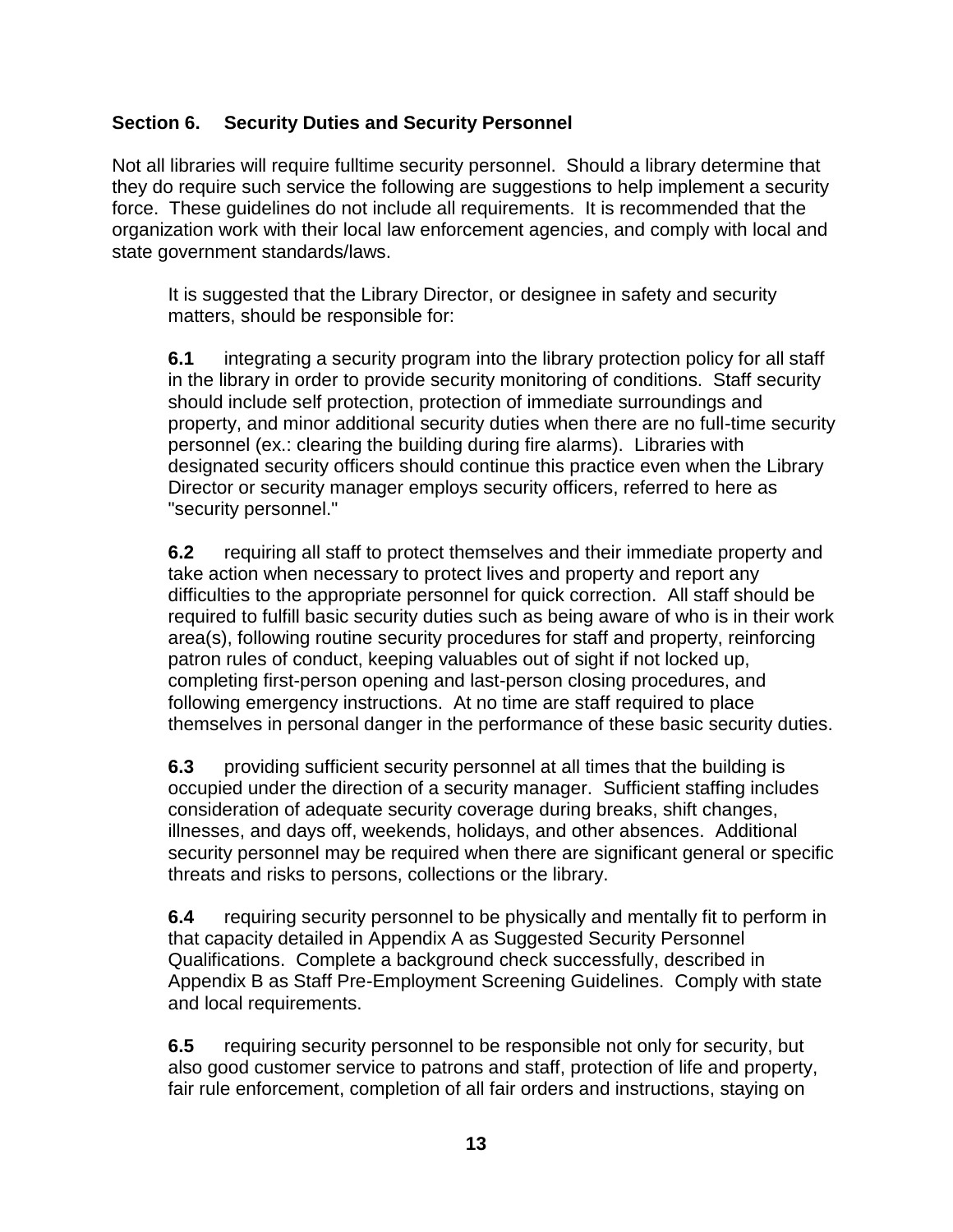## Section 6. Security Duties and Security Personnel

Not all libraries will require fulltime security personnel. Should a library determine that they do require such service the following are suggestions to help implement a security force. These guidelines do not include all requirements. It is recommended that the organization work with their local law enforcement agencies, and comply with local and state government standards/laws.

It is suggested that the Library Director, or designee in safety and security matters, should be responsible for:

**6.1** integrating a security program into the library protection policy for all staff in the library in order to provide security monitoring of conditions. Staff security should include self protection, protection of immediate surroundings and property, and minor additional security duties when there are no full-time security personnel (ex.: clearing the building during fire alarms). Libraries with designated security officers should continue this practice even when the Library Director or security manager employs security officers, referred to here as "security personnel."

**6.2** requiring all staff to protect themselves and their immediate property and take action when necessary to protect lives and property and report any difficulties to the appropriate personnel for quick correction. All staff should be required to fulfill basic security duties such as being aware of who is in their work area(s), following routine security procedures for staff and property, reinforcing patron rules of conduct, keeping valuables out of sight if not locked up, completing first-person opening and last-person closing procedures, and following emergency instructions. At no time are staff required to place themselves in personal danger in the performance of these basic security duties.

**6.3** providing sufficient security personnel at all times that the building is occupied under the direction of a security manager. Sufficient staffing includes consideration of adequate security coverage during breaks, shift changes, illnesses, and days off, weekends, holidays, and other absences. Additional security personnel may be required when there are significant general or specific threats and risks to persons, collections or the library.

**6.4** requiring security personnel to be physically and mentally fit to perform in that capacity detailed in Appendix A as Suggested Security Personnel Qualifications. Complete a background check successfully, described in Appendix B as Staff Pre-Employment Screening Guidelines. Comply with state and local requirements.

**6.5** requiring security personnel to be responsible not only for security, but also good customer service to patrons and staff, protection of life and property, fair rule enforcement, completion of all fair orders and instructions, staying on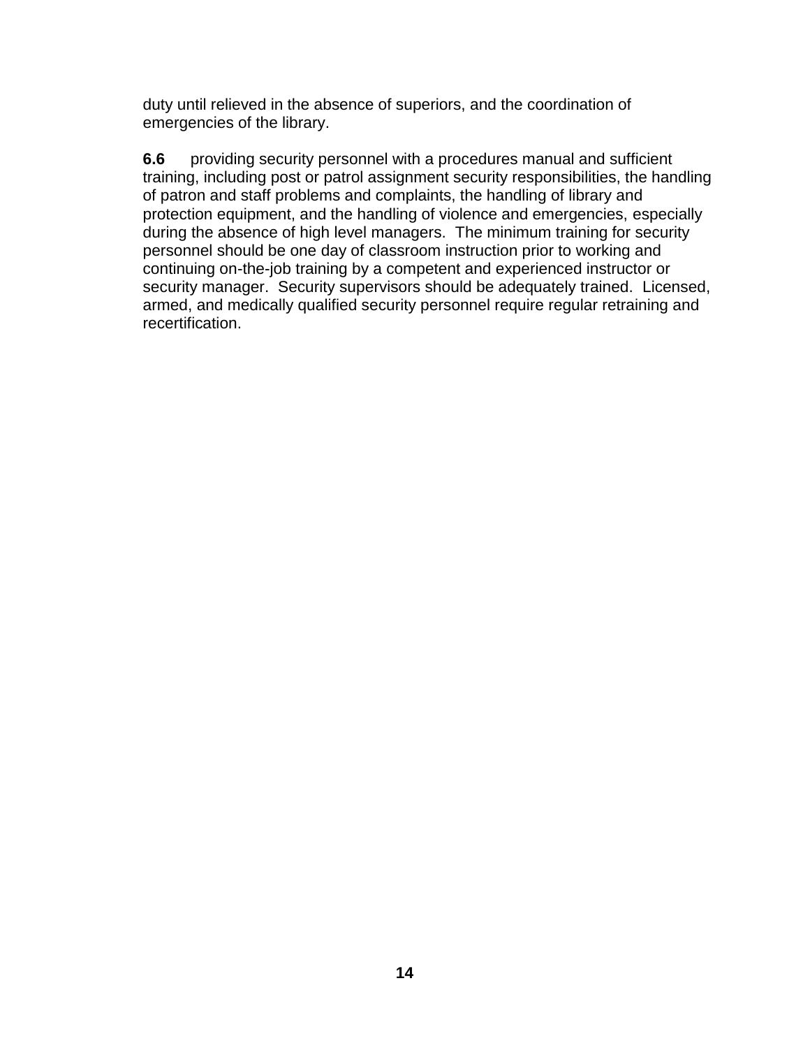duty until relieved in the absence of superiors, and the coordination of emergencies of the library.

**6.6** providing security personnel with a procedures manual and sufficient training, including post or patrol assignment security responsibilities, the handling of patron and staff problems and complaints, the handling of library and protection equipment, and the handling of violence and emergencies, especially during the absence of high level managers. The minimum training for security personnel should be one day of classroom instruction prior to working and continuing on-the-job training by a competent and experienced instructor or security manager. Security supervisors should be adequately trained. Licensed, armed, and medically qualified security personnel require regular retraining and recertification.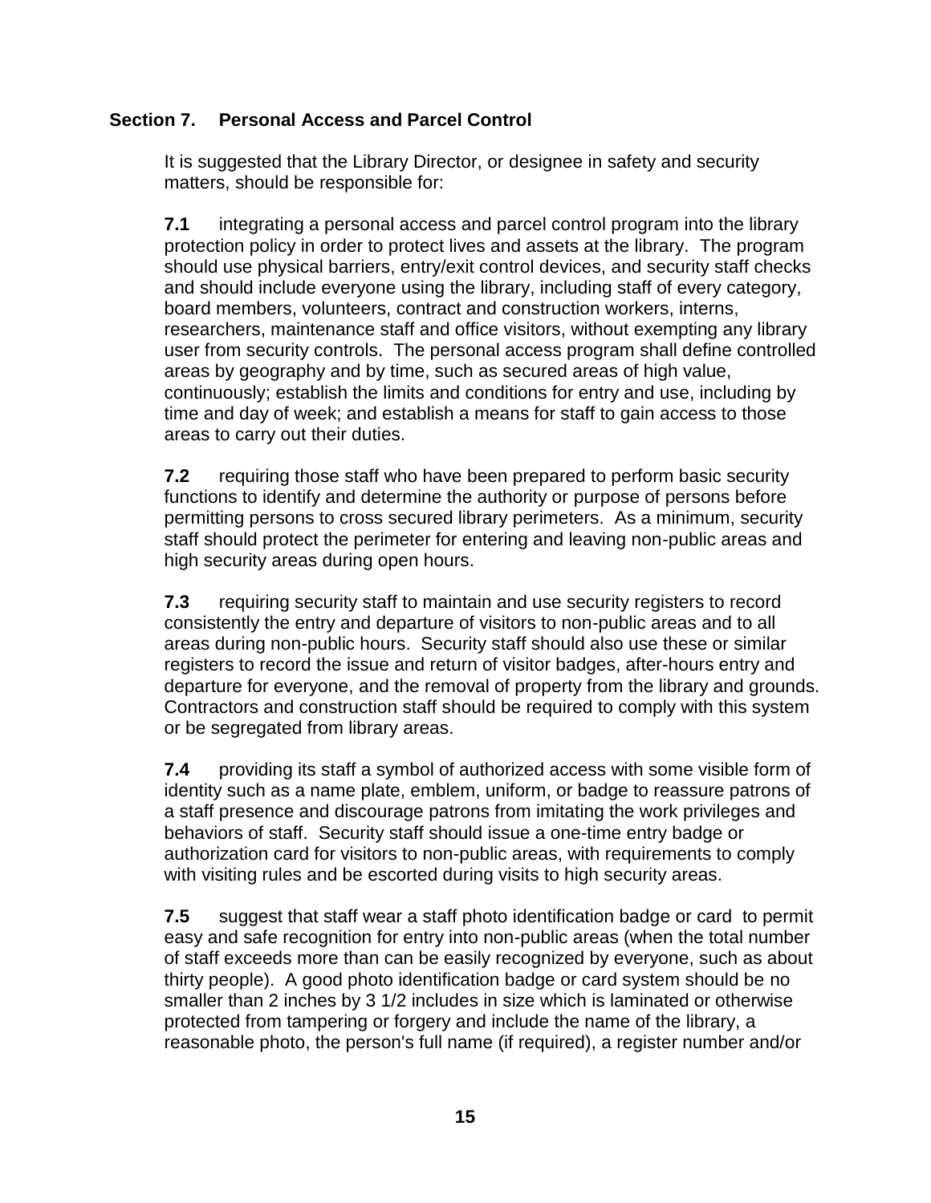## Section 7. Personal Access and Parcel Control

It is suggested that the Library Director, or designee in safety and security matters, should be responsible for:

**7.1** integrating a personal access and parcel control program into the library protection policy in order to protect lives and assets at the library. The program should use physical barriers, entry/exit control devices, and security staff checks and should include everyone using the library, including staff of every category, board members, volunteers, contract and construction workers, interns, researchers, maintenance staff and office visitors, without exempting any library user from security controls. The personal access program shall define controlled areas by geography and by time, such as secured areas of high value, continuously; establish the limits and conditions for entry and use, including by time and day of week; and establish a means for staff to gain access to those areas to carry out their duties.

**7.2** requiring those staff who have been prepared to perform basic security functions to identify and determine the authority or purpose of persons before permitting persons to cross secured library perimeters. As a minimum, security staff should protect the perimeter for entering and leaving non-public areas and high security areas during open hours.

**7.3** requiring security staff to maintain and use security registers to record consistently the entry and departure of visitors to non-public areas and to all areas during non-public hours. Security staff should also use these or similar registers to record the issue and return of visitor badges, after-hours entry and departure for everyone, and the removal of property from the library and grounds. Contractors and construction staff should be required to comply with this system or be segregated from library areas.

**7.4** providing its staff a symbol of authorized access with some visible form of identity such as a name plate, emblem, uniform, or badge to reassure patrons of a staff presence and discourage patrons from imitating the work privileges and behaviors of staff. Security staff should issue a one-time entry badge or authorization card for visitors to non-public areas, with requirements to comply with visiting rules and be escorted during visits to high security areas.

**7.5** suggest that staff wear a staff photo identification badge or card to permit easy and safe recognition for entry into non-public areas (when the total number of staff exceeds more than can be easily recognized by everyone, such as about thirty people). A good photo identification badge or card system should be no smaller than 2 inches by 3 1/2 includes in size which is laminated or otherwise protected from tampering or forgery and include the name of the library, a reasonable photo, the person's full name (if required), a register number and/or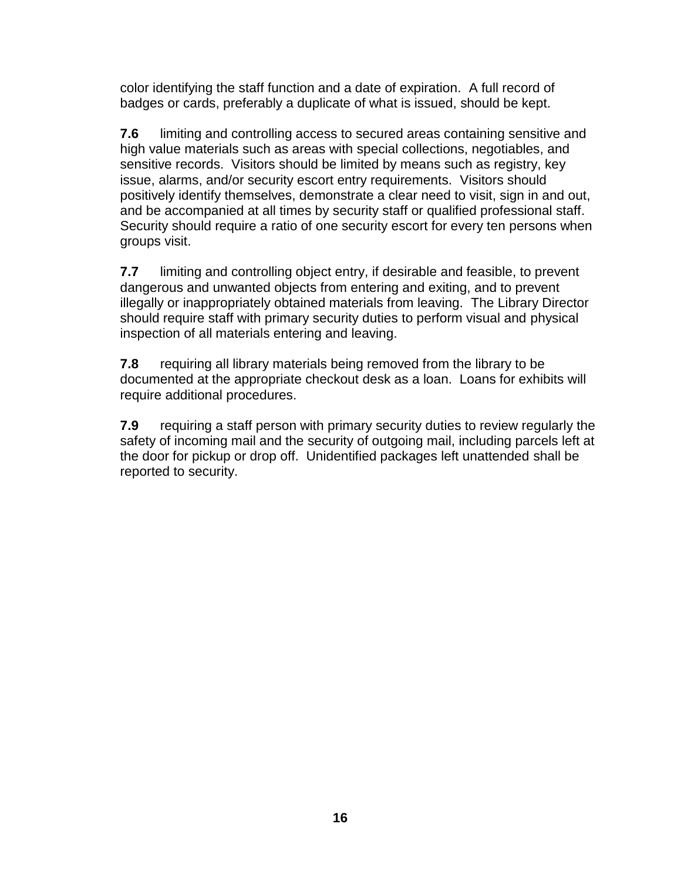color identifying the staff function and a date of expiration. A full record of badges or cards, preferably a duplicate of what is issued, should be kept.

**7.6** limiting and controlling access to secured areas containing sensitive and high value materials such as areas with special collections, negotiables, and sensitive records. Visitors should be limited by means such as registry, key issue, alarms, and/or security escort entry requirements. Visitors should positively identify themselves, demonstrate a clear need to visit, sign in and out, and be accompanied at all times by security staff or qualified professional staff. Security should require a ratio of one security escort for every ten persons when groups visit.

**7.7** limiting and controlling object entry, if desirable and feasible, to prevent dangerous and unwanted objects from entering and exiting, and to prevent illegally or inappropriately obtained materials from leaving. The Library Director should require staff with primary security duties to perform visual and physical inspection of all materials entering and leaving.

**7.8** requiring all library materials being removed from the library to be documented at the appropriate checkout desk as a loan. Loans for exhibits will require additional procedures.

**7.9** requiring a staff person with primary security duties to review regularly the safety of incoming mail and the security of outgoing mail, including parcels left at the door for pickup or drop off. Unidentified packages left unattended shall be reported to security.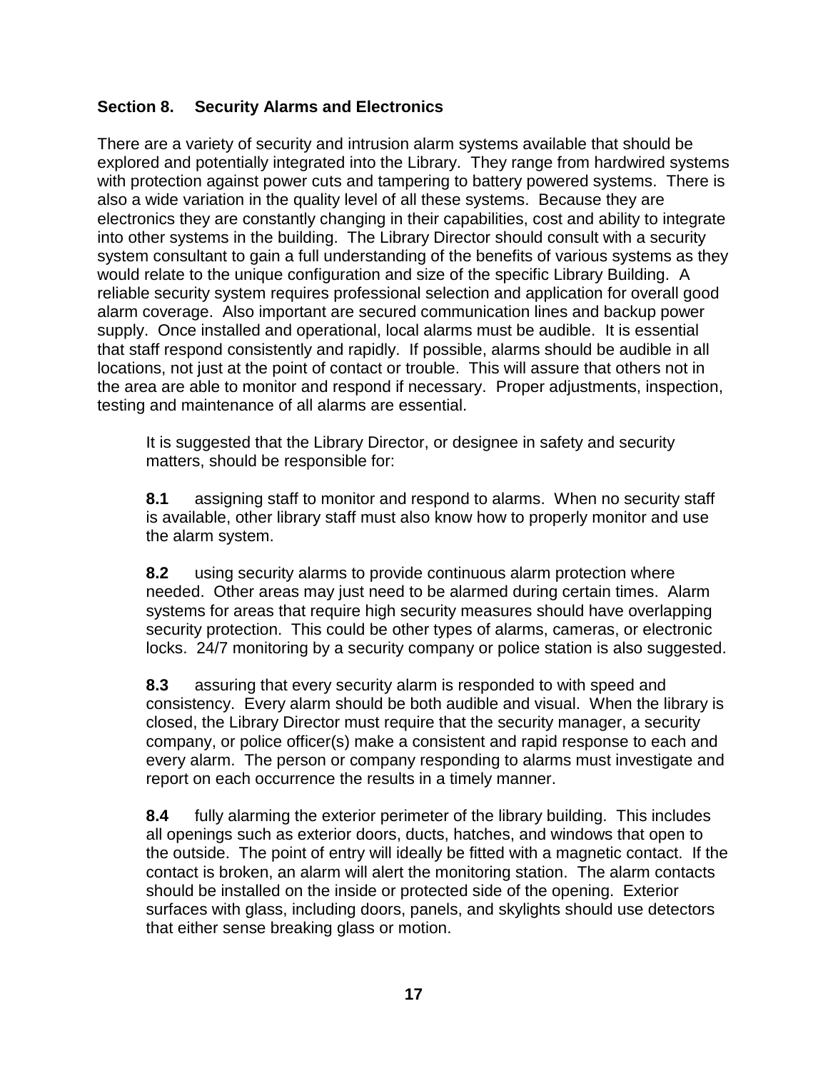## Section 8. Security Alarms and Electronics

There are a variety of security and intrusion alarm systems available that should be explored and potentially integrated into the Library. They range from hardwired systems with protection against power cuts and tampering to battery powered systems. There is also a wide variation in the quality level of all these systems. Because they are electronics they are constantly changing in their capabilities, cost and ability to integrate into other systems in the building. The Library Director should consult with a security system consultant to gain a full understanding of the benefits of various systems as they would relate to the unique configuration and size of the specific Library Building. A reliable security system requires professional selection and application for overall good alarm coverage. Also important are secured communication lines and backup power supply. Once installed and operational, local alarms must be audible. It is essential that staff respond consistently and rapidly. If possible, alarms should be audible in all locations, not just at the point of contact or trouble. This will assure that others not in the area are able to monitor and respond if necessary. Proper adjustments, inspection, testing and maintenance of all alarms are essential.

It is suggested that the Library Director, or designee in safety and security matters, should be responsible for:

**8.1** assigning staff to monitor and respond to alarms. When no security staff is available, other library staff must also know how to properly monitor and use the alarm system.

**8.2** using security alarms to provide continuous alarm protection where needed. Other areas may just need to be alarmed during certain times. Alarm systems for areas that require high security measures should have overlapping security protection. This could be other types of alarms, cameras, or electronic locks. 24/7 monitoring by a security company or police station is also suggested.

**8.3** assuring that every security alarm is responded to with speed and consistency. Every alarm should be both audible and visual. When the library is closed, the Library Director must require that the security manager, a security company, or police officer(s) make a consistent and rapid response to each and every alarm. The person or company responding to alarms must investigate and report on each occurrence the results in a timely manner.

**8.4** fully alarming the exterior perimeter of the library building. This includes all openings such as exterior doors, ducts, hatches, and windows that open to the outside. The point of entry will ideally be fitted with a magnetic contact. If the contact is broken, an alarm will alert the monitoring station. The alarm contacts should be installed on the inside or protected side of the opening. Exterior surfaces with glass, including doors, panels, and skylights should use detectors that either sense breaking glass or motion.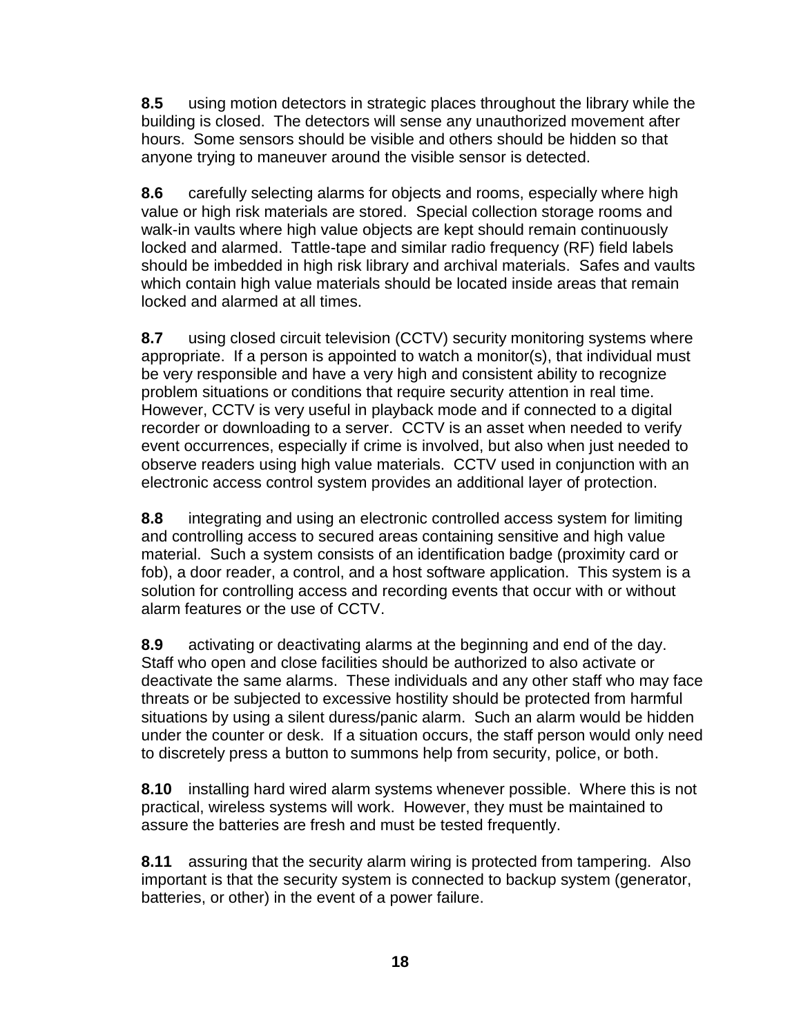**8.5** using motion detectors in strategic places throughout the library while the building is closed. The detectors will sense any unauthorized movement after hours. Some sensors should be visible and others should be hidden so that anyone trying to maneuver around the visible sensor is detected.

**8.6** carefully selecting alarms for objects and rooms, especially where high value or high risk materials are stored. Special collection storage rooms and walk-in vaults where high value objects are kept should remain continuously locked and alarmed. Tattle-tape and similar radio frequency (RF) field labels should be imbedded in high risk library and archival materials. Safes and vaults which contain high value materials should be located inside areas that remain locked and alarmed at all times.

**8.7** using closed circuit television (CCTV) security monitoring systems where appropriate. If a person is appointed to watch a monitor(s), that individual must be very responsible and have a very high and consistent ability to recognize problem situations or conditions that require security attention in real time. However, CCTV is very useful in playback mode and if connected to a digital recorder or downloading to a server. CCTV is an asset when needed to verify event occurrences, especially if crime is involved, but also when just needed to observe readers using high value materials. CCTV used in conjunction with an electronic access control system provides an additional layer of protection.

**8.8** integrating and using an electronic controlled access system for limiting and controlling access to secured areas containing sensitive and high value material. Such a system consists of an identification badge (proximity card or fob), a door reader, a control, and a host software application. This system is a solution for controlling access and recording events that occur with or without alarm features or the use of CCTV.

**8.9** activating or deactivating alarms at the beginning and end of the day. Staff who open and close facilities should be authorized to also activate or deactivate the same alarms. These individuals and any other staff who may face threats or be subjected to excessive hostility should be protected from harmful situations by using a silent duress/panic alarm. Such an alarm would be hidden under the counter or desk. If a situation occurs, the staff person would only need to discretely press a button to summons help from security, police, or both.

**8.10** installing hard wired alarm systems whenever possible. Where this is not practical, wireless systems will work. However, they must be maintained to assure the batteries are fresh and must be tested frequently.

**8.11** assuring that the security alarm wiring is protected from tampering. Also important is that the security system is connected to backup system (generator, batteries, or other) in the event of a power failure.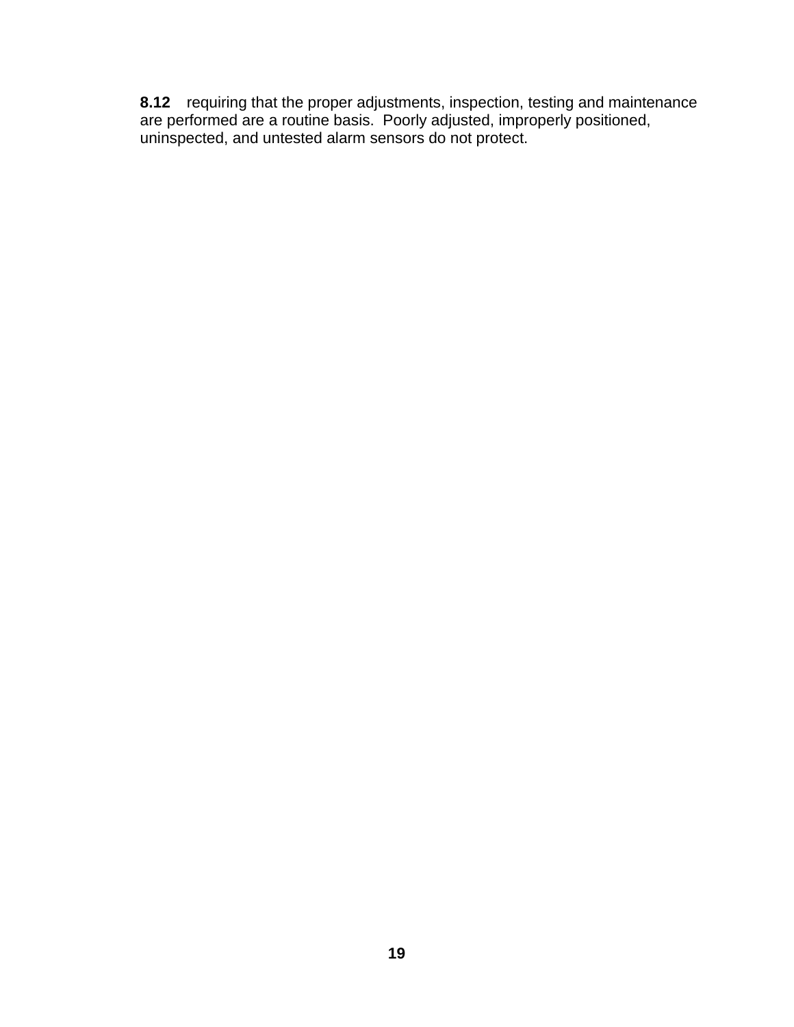**8.12** requiring that the proper adjustments, inspection, testing and maintenance are performed are a routine basis. Poorly adjusted, improperly positioned, uninspected, and untested alarm sensors do not protect.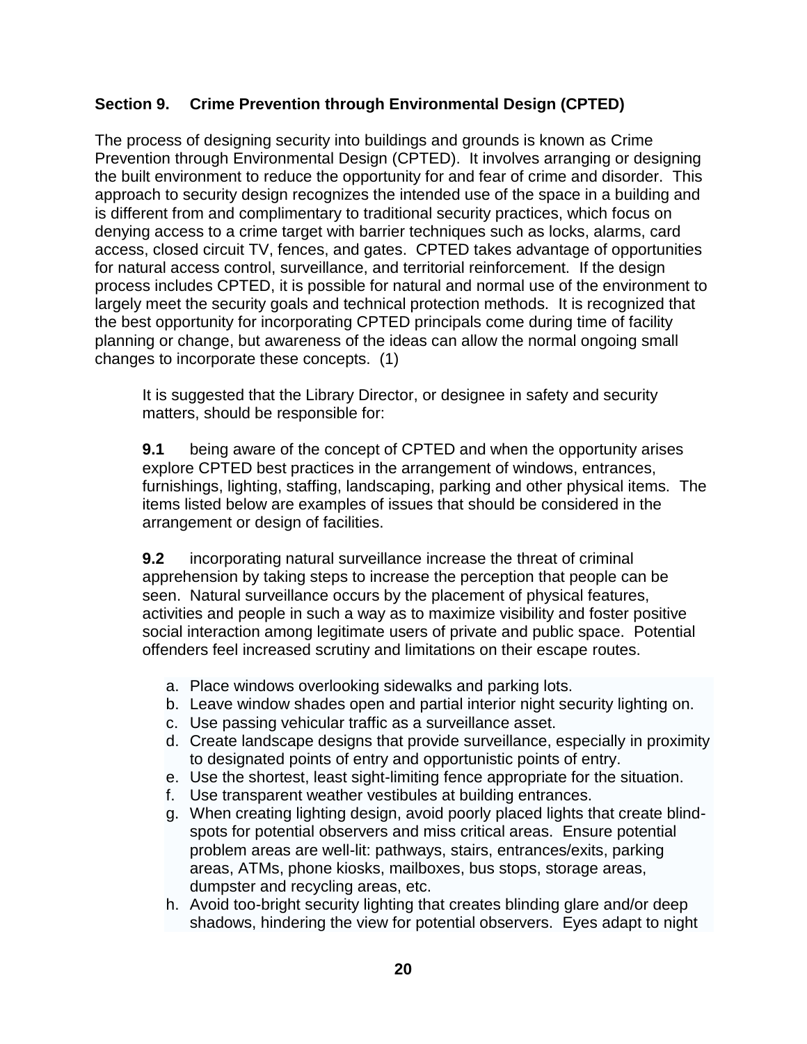## Section 9. Crime Prevention through Environmental Design (CPTED)

The process of designing security into buildings and grounds is known as Crime Prevention through Environmental Design (CPTED). It involves arranging or designing the built environment to reduce the opportunity for and fear of crime and disorder. This approach to security design recognizes the intended use of the space in a building and is different from and complimentary to traditional security practices, which focus on denying access to a crime target with barrier techniques such as locks, alarms, card access, closed circuit TV, fences, and gates. CPTED takes advantage of opportunities for natural access control, surveillance, and territorial reinforcement. If the design process includes CPTED, it is possible for natural and normal use of the environment to largely meet the security goals and technical protection methods. It is recognized that the best opportunity for incorporating CPTED principals come during time of facility planning or change, but awareness of the ideas can allow the normal ongoing small changes to incorporate these concepts. (1)

It is suggested that the Library Director, or designee in safety and security matters, should be responsible for:

**9.1** being aware of the concept of CPTED and when the opportunity arises explore CPTED best practices in the arrangement of windows, entrances, furnishings, lighting, staffing, landscaping, parking and other physical items. The items listed below are examples of issues that should be considered in the arrangement or design of facilities.

**9.2** incorporating natural surveillance increase the threat of criminal apprehension by taking steps to increase the perception that people can be seen. Natural surveillance occurs by the placement of physical features, activities and people in such a way as to maximize visibility and foster positive social interaction among legitimate users of private and public space. Potential offenders feel increased scrutiny and limitations on their escape routes.

a. Place windows overlooking sidewalks and parking lots.
b. Leave window shades open and partial interior night security lighting on.
c. Use passing vehicular traffic as a surveillance asset.
d. Create landscape designs that provide surveillance, especially in proximity to designated points of entry and opportunistic points of entry.
e. Use the shortest, least sight-limiting fence appropriate for the situation.
f. Use transparent weather vestibules at building entrances.
g. When creating lighting design, avoid poorly placed lights that create blind-spots for potential observers and miss critical areas. Ensure potential problem areas are well-lit: pathways, stairs, entrances/exits, parking areas, ATMs, phone kiosks, mailboxes, bus stops, storage areas, dumpster and recycling areas, etc.
h. Avoid too-bright security lighting that creates blinding glare and/or deep shadows, hindering the view for potential observers. Eyes adapt to night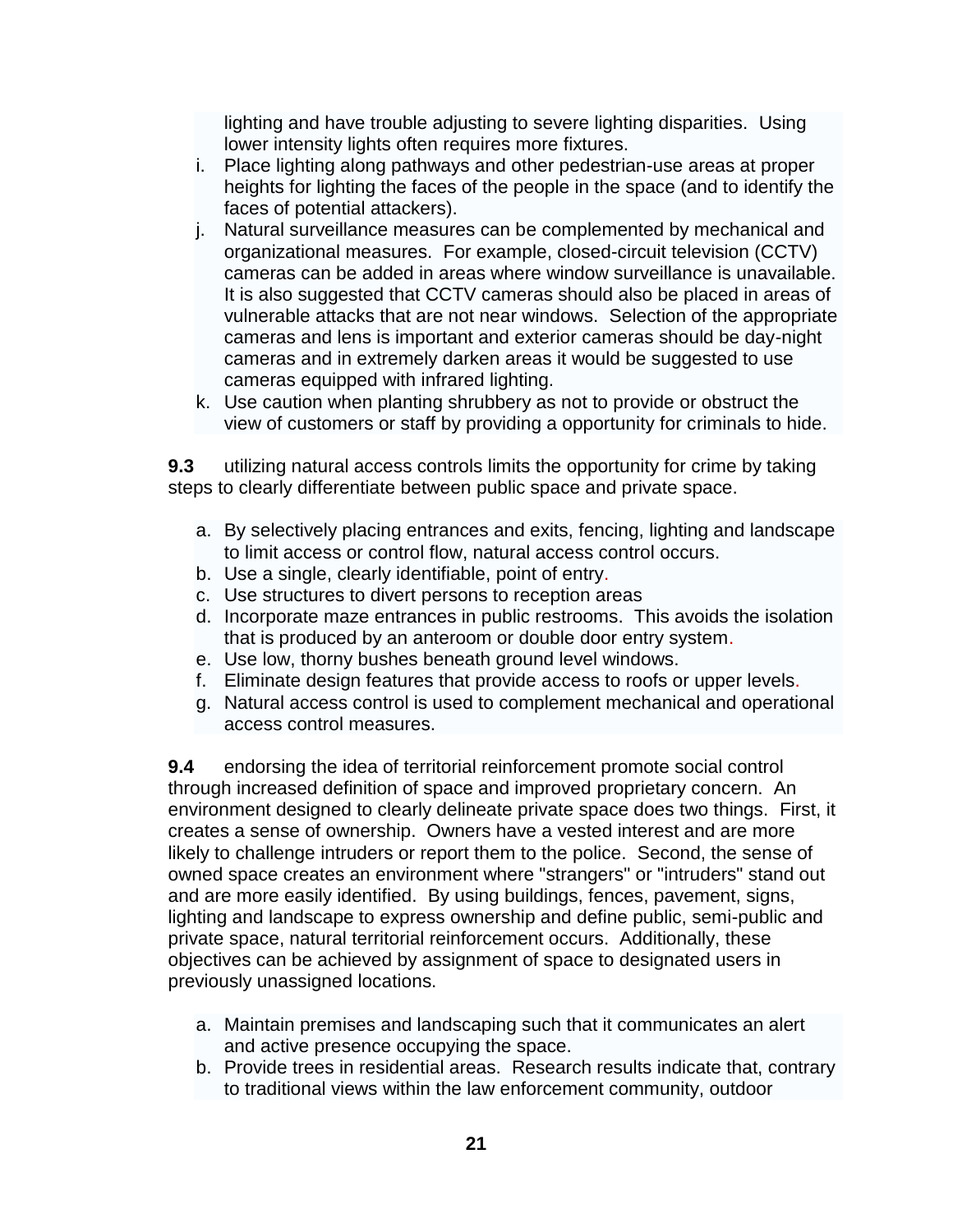lighting and have trouble adjusting to severe lighting disparities. Using lower intensity lights often requires more fixtures.

i. Place lighting along pathways and other pedestrian-use areas at proper heights for lighting the faces of the people in the space (and to identify the faces of potential attackers).
j. Natural surveillance measures can be complemented by mechanical and organizational measures. For example, closed-circuit television (CCTV) cameras can be added in areas where window surveillance is unavailable. It is also suggested that CCTV cameras should also be placed in areas of vulnerable attacks that are not near windows. Selection of the appropriate cameras and lens is important and exterior cameras should be day-night cameras and in extremely darken areas it would be suggested to use cameras equipped with infrared lighting.
k. Use caution when planting shrubbery as not to provide or obstruct the view of customers or staff by providing a opportunity for criminals to hide.

**9.3** utilizing natural access controls limits the opportunity for crime by taking steps to clearly differentiate between public space and private space.

a. By selectively placing entrances and exits, fencing, lighting and landscape to limit access or control flow, natural access control occurs.
b. Use a single, clearly identifiable, point of entry.
c. Use structures to divert persons to reception areas
d. Incorporate maze entrances in public restrooms. This avoids the isolation that is produced by an anteroom or double door entry system.
e. Use low, thorny bushes beneath ground level windows.
f. Eliminate design features that provide access to roofs or upper levels.
g. Natural access control is used to complement mechanical and operational access control measures.

**9.4** endorsing the idea of territorial reinforcement promote social control through increased definition of space and improved proprietary concern. An environment designed to clearly delineate private space does two things. First, it creates a sense of ownership. Owners have a vested interest and are more likely to challenge intruders or report them to the police. Second, the sense of owned space creates an environment where "strangers" or "intruders" stand out and are more easily identified. By using buildings, fences, pavement, signs, lighting and landscape to express ownership and define public, semi-public and private space, natural territorial reinforcement occurs. Additionally, these objectives can be achieved by assignment of space to designated users in previously unassigned locations.

a. Maintain premises and landscaping such that it communicates an alert and active presence occupying the space.
b. Provide trees in residential areas. Research results indicate that, contrary to traditional views within the law enforcement community, outdoor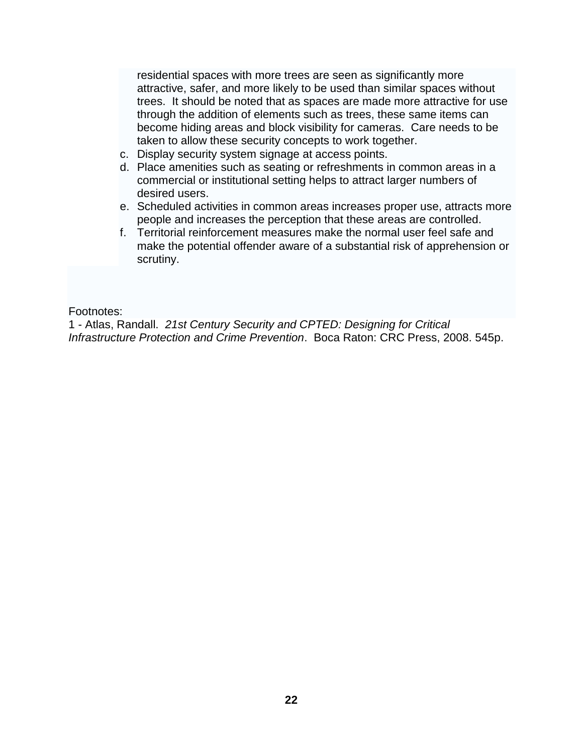residential spaces with more trees are seen as significantly more attractive, safer, and more likely to be used than similar spaces without trees. It should be noted that as spaces are made more attractive for use through the addition of elements such as trees, these same items can become hiding areas and block visibility for cameras. Care needs to be taken to allow these security concepts to work together.

c. Display security system signage at access points.
d. Place amenities such as seating or refreshments in common areas in a commercial or institutional setting helps to attract larger numbers of desired users.
e. Scheduled activities in common areas increases proper use, attracts more people and increases the perception that these areas are controlled.
f. Territorial reinforcement measures make the normal user feel safe and make the potential offender aware of a substantial risk of apprehension or scrutiny.

Footnotes:

1 - Atlas, Randall. *21st Century Security and CPTED: Designing for Critical Infrastructure Protection and Crime Prevention*. Boca Raton: CRC Press, 2008. 545p.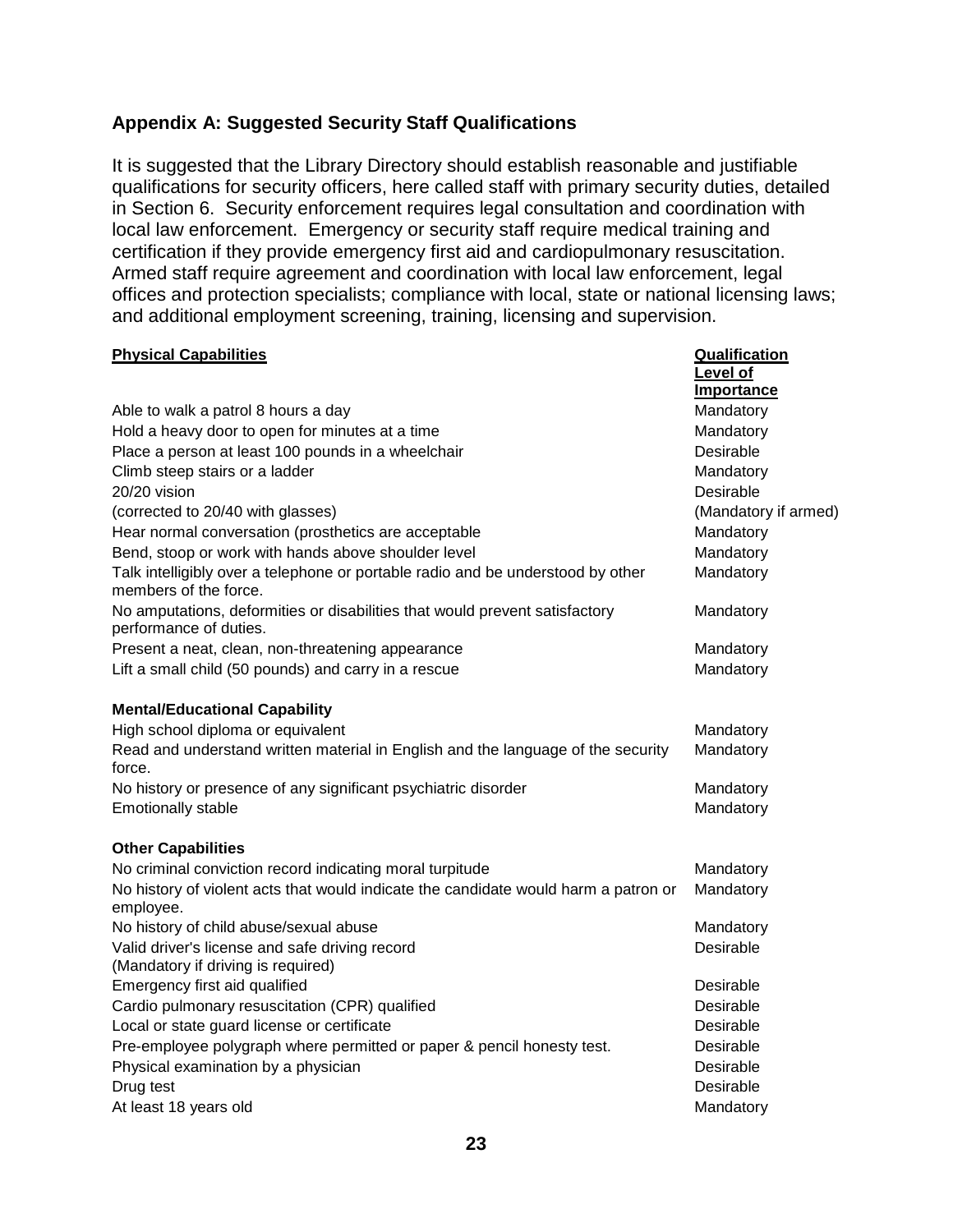## Appendix A: Suggested Security Staff Qualifications

It is suggested that the Library Directory should establish reasonable and justifiable qualifications for security officers, here called staff with primary security duties, detailed in Section 6. Security enforcement requires legal consultation and coordination with local law enforcement. Emergency or security staff require medical training and certification if they provide emergency first aid and cardiopulmonary resuscitation. Armed staff require agreement and coordination with local law enforcement, legal offices and protection specialists; compliance with local, state or national licensing laws; and additional employment screening, training, licensing and supervision.

| **Physical Capabilities** | **Qualification Level of Importance** |
|---|---|
| Able to walk a patrol 8 hours a day | Mandatory |
| Hold a heavy door to open for minutes at a time | Mandatory |
| Place a person at least 100 pounds in a wheelchair | Desirable |
| Climb steep stairs or a ladder | Mandatory |
| 20/20 vision | Desirable |
| (corrected to 20/40 with glasses) | (Mandatory if armed) |
| Hear normal conversation (prosthetics are acceptable | Mandatory |
| Bend, stoop or work with hands above shoulder level | Mandatory |
| Talk intelligibly over a telephone or portable radio and be understood by other members of the force. | Mandatory |
| No amputations, deformities or disabilities that would prevent satisfactory performance of duties. | Mandatory |
| Present a neat, clean, non-threatening appearance | Mandatory |
| Lift a small child (50 pounds) and carry in a rescue | Mandatory |
| **Mental/Educational Capability** | |
| High school diploma or equivalent | Mandatory |
| Read and understand written material in English and the language of the security force. | Mandatory |
| No history or presence of any significant psychiatric disorder | Mandatory |
| Emotionally stable | Mandatory |
| **Other Capabilities** | |
| No criminal conviction record indicating moral turpitude | Mandatory |
| No history of violent acts that would indicate the candidate would harm a patron or employee. | Mandatory |
| No history of child abuse/sexual abuse | Mandatory |
| Valid driver's license and safe driving record (Mandatory if driving is required) | Desirable |
| Emergency first aid qualified | Desirable |
| Cardio pulmonary resuscitation (CPR) qualified | Desirable |
| Local or state guard license or certificate | Desirable |
| Pre-employee polygraph where permitted or paper & pencil honesty test. | Desirable |
| Physical examination by a physician | Desirable |
| Drug test | Desirable |
| At least 18 years old | Mandatory |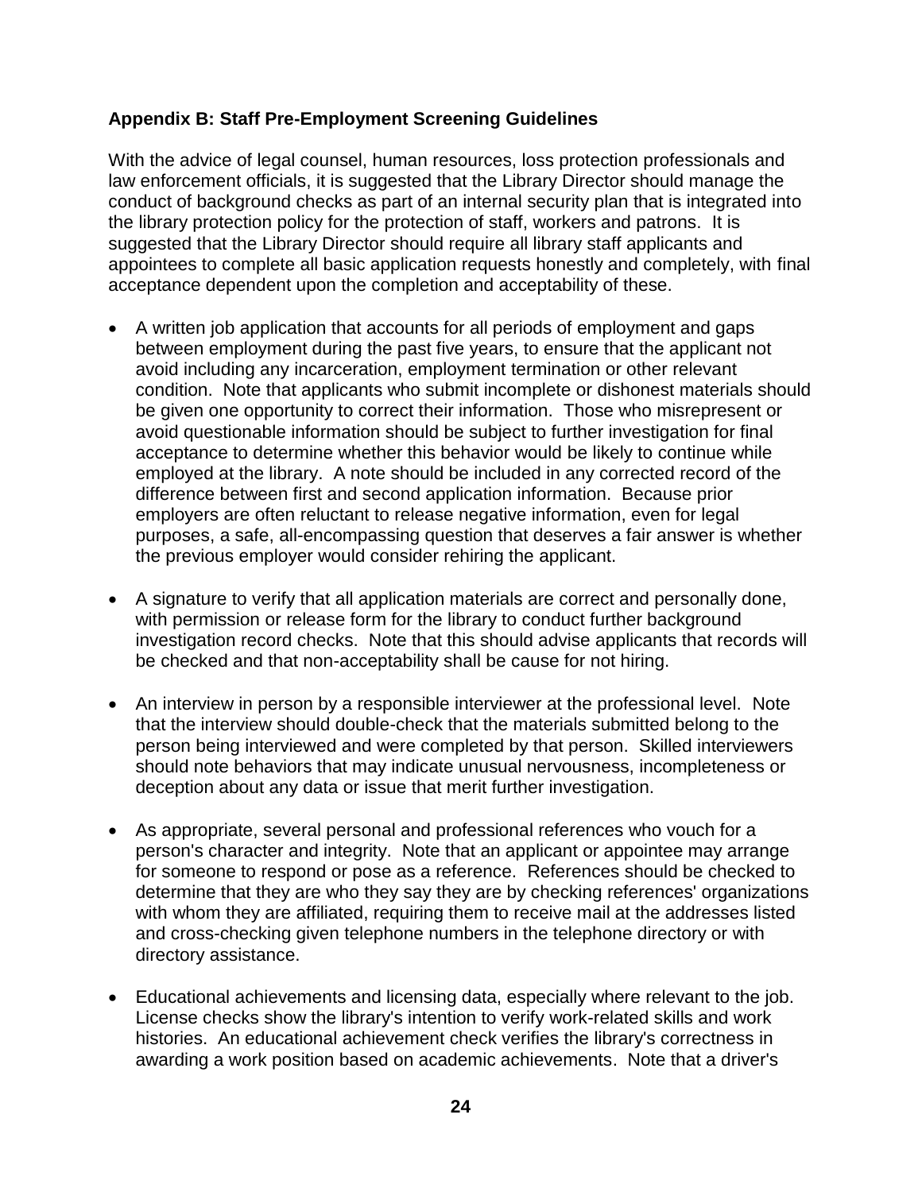**Appendix B: Staff Pre-Employment Screening Guidelines**

With the advice of legal counsel, human resources, loss protection professionals and law enforcement officials, it is suggested that the Library Director should manage the conduct of background checks as part of an internal security plan that is integrated into the library protection policy for the protection of staff, workers and patrons. It is suggested that the Library Director should require all library staff applicants and appointees to complete all basic application requests honestly and completely, with final acceptance dependent upon the completion and acceptability of these.

- A written job application that accounts for all periods of employment and gaps between employment during the past five years, to ensure that the applicant not avoid including any incarceration, employment termination or other relevant condition. Note that applicants who submit incomplete or dishonest materials should be given one opportunity to correct their information. Those who misrepresent or avoid questionable information should be subject to further investigation for final acceptance to determine whether this behavior would be likely to continue while employed at the library. A note should be included in any corrected record of the difference between first and second application information. Because prior employers are often reluctant to release negative information, even for legal purposes, a safe, all-encompassing question that deserves a fair answer is whether the previous employer would consider rehiring the applicant.

- A signature to verify that all application materials are correct and personally done, with permission or release form for the library to conduct further background investigation record checks. Note that this should advise applicants that records will be checked and that non-acceptability shall be cause for not hiring.

- An interview in person by a responsible interviewer at the professional level. Note that the interview should double-check that the materials submitted belong to the person being interviewed and were completed by that person. Skilled interviewers should note behaviors that may indicate unusual nervousness, incompleteness or deception about any data or issue that merit further investigation.

- As appropriate, several personal and professional references who vouch for a person's character and integrity. Note that an applicant or appointee may arrange for someone to respond or pose as a reference. References should be checked to determine that they are who they say they are by checking references' organizations with whom they are affiliated, requiring them to receive mail at the addresses listed and cross-checking given telephone numbers in the telephone directory or with directory assistance.

- Educational achievements and licensing data, especially where relevant to the job. License checks show the library's intention to verify work-related skills and work histories. An educational achievement check verifies the library's correctness in awarding a work position based on academic achievements. Note that a driver's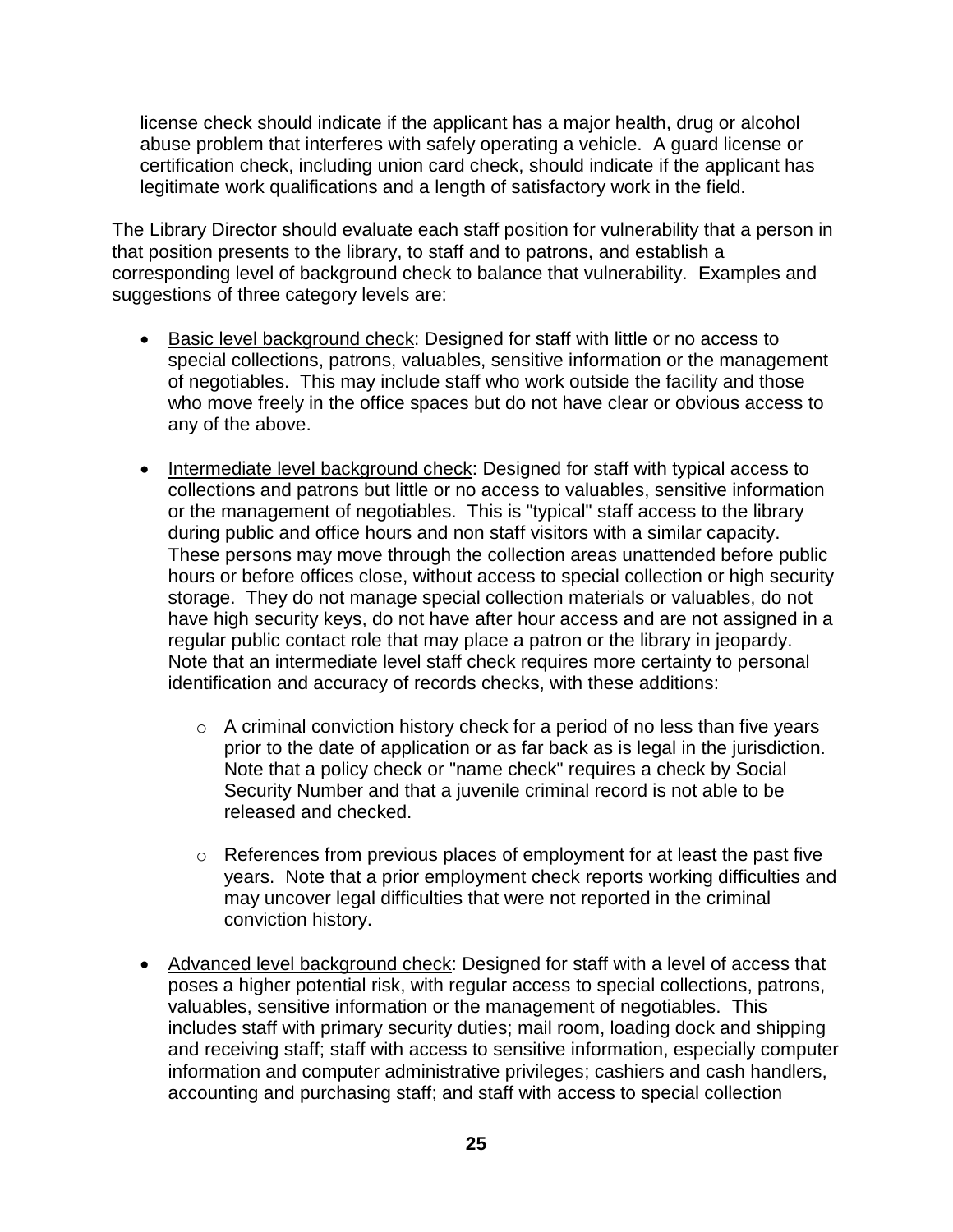license check should indicate if the applicant has a major health, drug or alcohol abuse problem that interferes with safely operating a vehicle. A guard license or certification check, including union card check, should indicate if the applicant has legitimate work qualifications and a length of satisfactory work in the field.

The Library Director should evaluate each staff position for vulnerability that a person in that position presents to the library, to staff and to patrons, and establish a corresponding level of background check to balance that vulnerability. Examples and suggestions of three category levels are:

- Basic level background check: Designed for staff with little or no access to special collections, patrons, valuables, sensitive information or the management of negotiables. This may include staff who work outside the facility and those who move freely in the office spaces but do not have clear or obvious access to any of the above.

- Intermediate level background check: Designed for staff with typical access to collections and patrons but little or no access to valuables, sensitive information or the management of negotiables. This is "typical" staff access to the library during public and office hours and non staff visitors with a similar capacity. These persons may move through the collection areas unattended before public hours or before offices close, without access to special collection or high security storage. They do not manage special collection materials or valuables, do not have high security keys, do not have after hour access and are not assigned in a regular public contact role that may place a patron or the library in jeopardy. Note that an intermediate level staff check requires more certainty to personal identification and accuracy of records checks, with these additions:

    - A criminal conviction history check for a period of no less than five years prior to the date of application or as far back as is legal in the jurisdiction. Note that a policy check or "name check" requires a check by Social Security Number and that a juvenile criminal record is not able to be released and checked.

    - References from previous places of employment for at least the past five years. Note that a prior employment check reports working difficulties and may uncover legal difficulties that were not reported in the criminal conviction history.

- Advanced level background check: Designed for staff with a level of access that poses a higher potential risk, with regular access to special collections, patrons, valuables, sensitive information or the management of negotiables. This includes staff with primary security duties; mail room, loading dock and shipping and receiving staff; staff with access to sensitive information, especially computer information and computer administrative privileges; cashiers and cash handlers, accounting and purchasing staff; and staff with access to special collection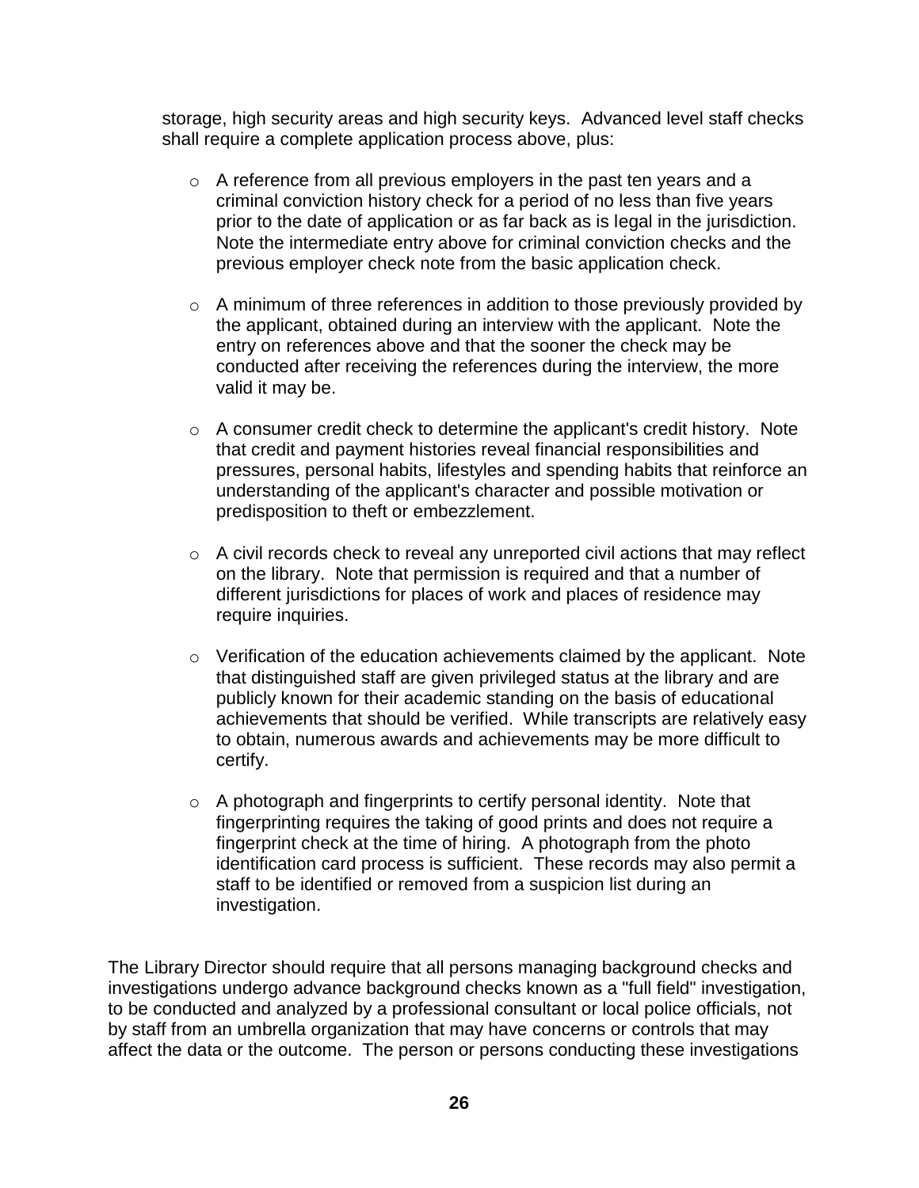storage, high security areas and high security keys. Advanced level staff checks shall require a complete application process above, plus:

- A reference from all previous employers in the past ten years and a criminal conviction history check for a period of no less than five years prior to the date of application or as far back as is legal in the jurisdiction. Note the intermediate entry above for criminal conviction checks and the previous employer check note from the basic application check.

- A minimum of three references in addition to those previously provided by the applicant, obtained during an interview with the applicant. Note the entry on references above and that the sooner the check may be conducted after receiving the references during the interview, the more valid it may be.

- A consumer credit check to determine the applicant's credit history. Note that credit and payment histories reveal financial responsibilities and pressures, personal habits, lifestyles and spending habits that reinforce an understanding of the applicant's character and possible motivation or predisposition to theft or embezzlement.

- A civil records check to reveal any unreported civil actions that may reflect on the library. Note that permission is required and that a number of different jurisdictions for places of work and places of residence may require inquiries.

- Verification of the education achievements claimed by the applicant. Note that distinguished staff are given privileged status at the library and are publicly known for their academic standing on the basis of educational achievements that should be verified. While transcripts are relatively easy to obtain, numerous awards and achievements may be more difficult to certify.

- A photograph and fingerprints to certify personal identity. Note that fingerprinting requires the taking of good prints and does not require a fingerprint check at the time of hiring. A photograph from the photo identification card process is sufficient. These records may also permit a staff to be identified or removed from a suspicion list during an investigation.

The Library Director should require that all persons managing background checks and investigations undergo advance background checks known as a "full field" investigation, to be conducted and analyzed by a professional consultant or local police officials, not by staff from an umbrella organization that may have concerns or controls that may affect the data or the outcome. The person or persons conducting these investigations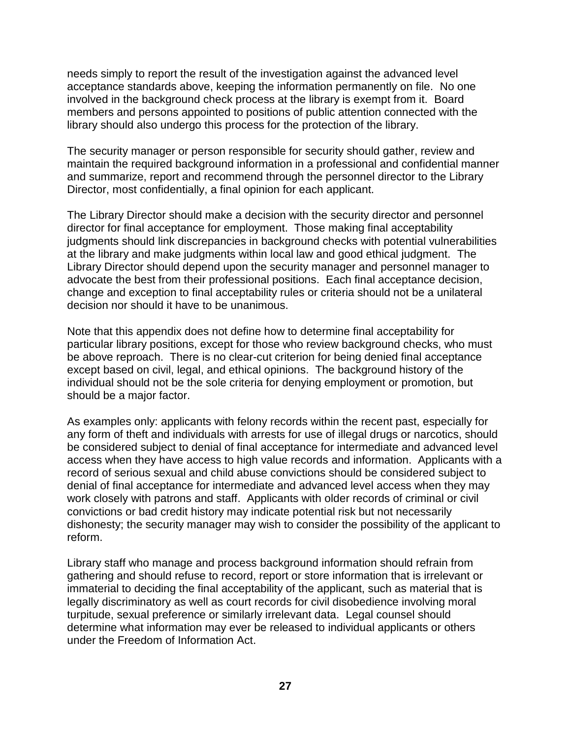needs simply to report the result of the investigation against the advanced level acceptance standards above, keeping the information permanently on file. No one involved in the background check process at the library is exempt from it. Board members and persons appointed to positions of public attention connected with the library should also undergo this process for the protection of the library.

The security manager or person responsible for security should gather, review and maintain the required background information in a professional and confidential manner and summarize, report and recommend through the personnel director to the Library Director, most confidentially, a final opinion for each applicant.

The Library Director should make a decision with the security director and personnel director for final acceptance for employment. Those making final acceptability judgments should link discrepancies in background checks with potential vulnerabilities at the library and make judgments within local law and good ethical judgment. The Library Director should depend upon the security manager and personnel manager to advocate the best from their professional positions. Each final acceptance decision, change and exception to final acceptability rules or criteria should not be a unilateral decision nor should it have to be unanimous.

Note that this appendix does not define how to determine final acceptability for particular library positions, except for those who review background checks, who must be above reproach. There is no clear-cut criterion for being denied final acceptance except based on civil, legal, and ethical opinions. The background history of the individual should not be the sole criteria for denying employment or promotion, but should be a major factor.

As examples only: applicants with felony records within the recent past, especially for any form of theft and individuals with arrests for use of illegal drugs or narcotics, should be considered subject to denial of final acceptance for intermediate and advanced level access when they have access to high value records and information. Applicants with a record of serious sexual and child abuse convictions should be considered subject to denial of final acceptance for intermediate and advanced level access when they may work closely with patrons and staff. Applicants with older records of criminal or civil convictions or bad credit history may indicate potential risk but not necessarily dishonesty; the security manager may wish to consider the possibility of the applicant to reform.

Library staff who manage and process background information should refrain from gathering and should refuse to record, report or store information that is irrelevant or immaterial to deciding the final acceptability of the applicant, such as material that is legally discriminatory as well as court records for civil disobedience involving moral turpitude, sexual preference or similarly irrelevant data. Legal counsel should determine what information may ever be released to individual applicants or others under the Freedom of Information Act.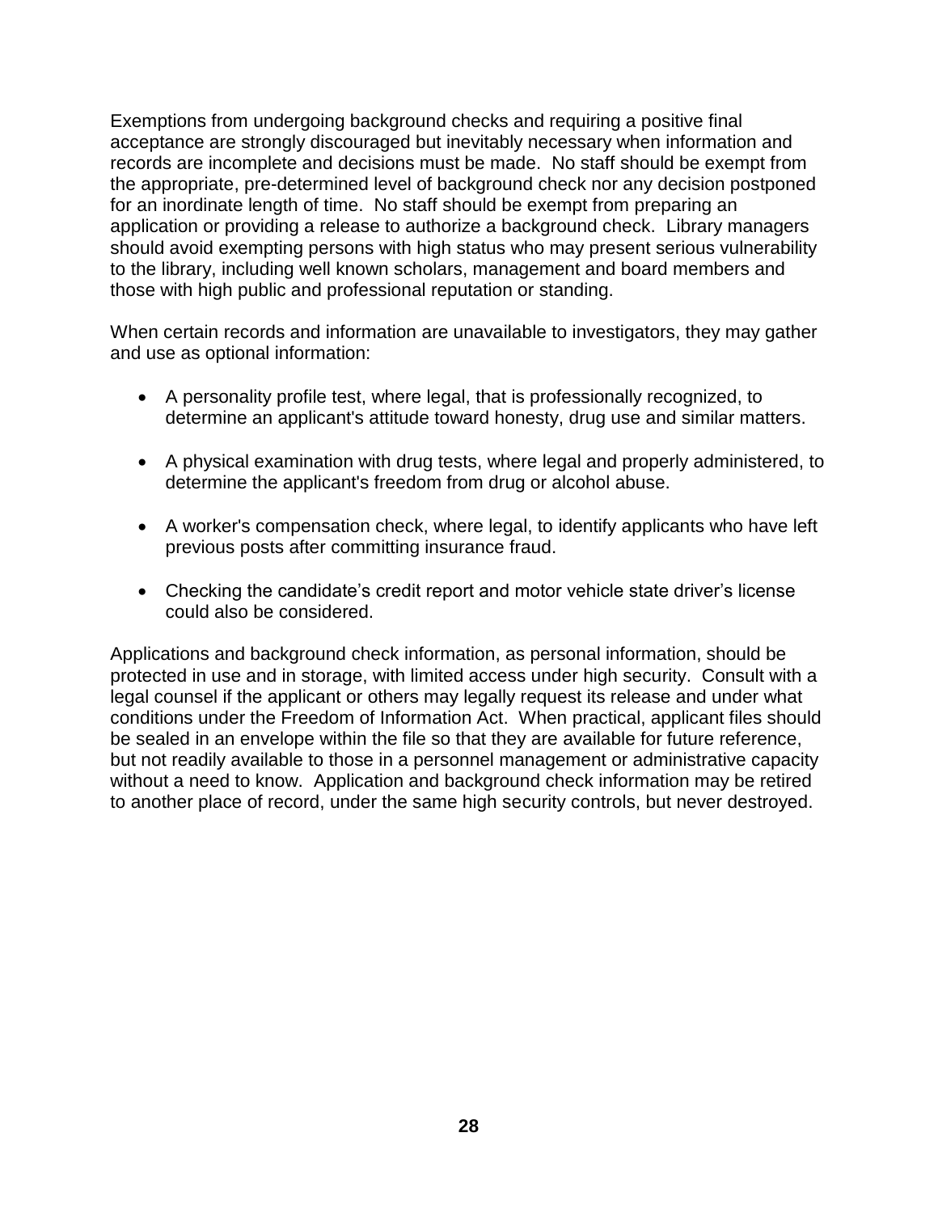Exemptions from undergoing background checks and requiring a positive final acceptance are strongly discouraged but inevitably necessary when information and records are incomplete and decisions must be made. No staff should be exempt from the appropriate, pre-determined level of background check nor any decision postponed for an inordinate length of time. No staff should be exempt from preparing an application or providing a release to authorize a background check. Library managers should avoid exempting persons with high status who may present serious vulnerability to the library, including well known scholars, management and board members and those with high public and professional reputation or standing.

When certain records and information are unavailable to investigators, they may gather and use as optional information:

- A personality profile test, where legal, that is professionally recognized, to determine an applicant's attitude toward honesty, drug use and similar matters.
- A physical examination with drug tests, where legal and properly administered, to determine the applicant's freedom from drug or alcohol abuse.
- A worker's compensation check, where legal, to identify applicants who have left previous posts after committing insurance fraud.
- Checking the candidate's credit report and motor vehicle state driver's license could also be considered.

Applications and background check information, as personal information, should be protected in use and in storage, with limited access under high security. Consult with a legal counsel if the applicant or others may legally request its release and under what conditions under the Freedom of Information Act. When practical, applicant files should be sealed in an envelope within the file so that they are available for future reference, but not readily available to those in a personnel management or administrative capacity without a need to know. Application and background check information may be retired to another place of record, under the same high security controls, but never destroyed.